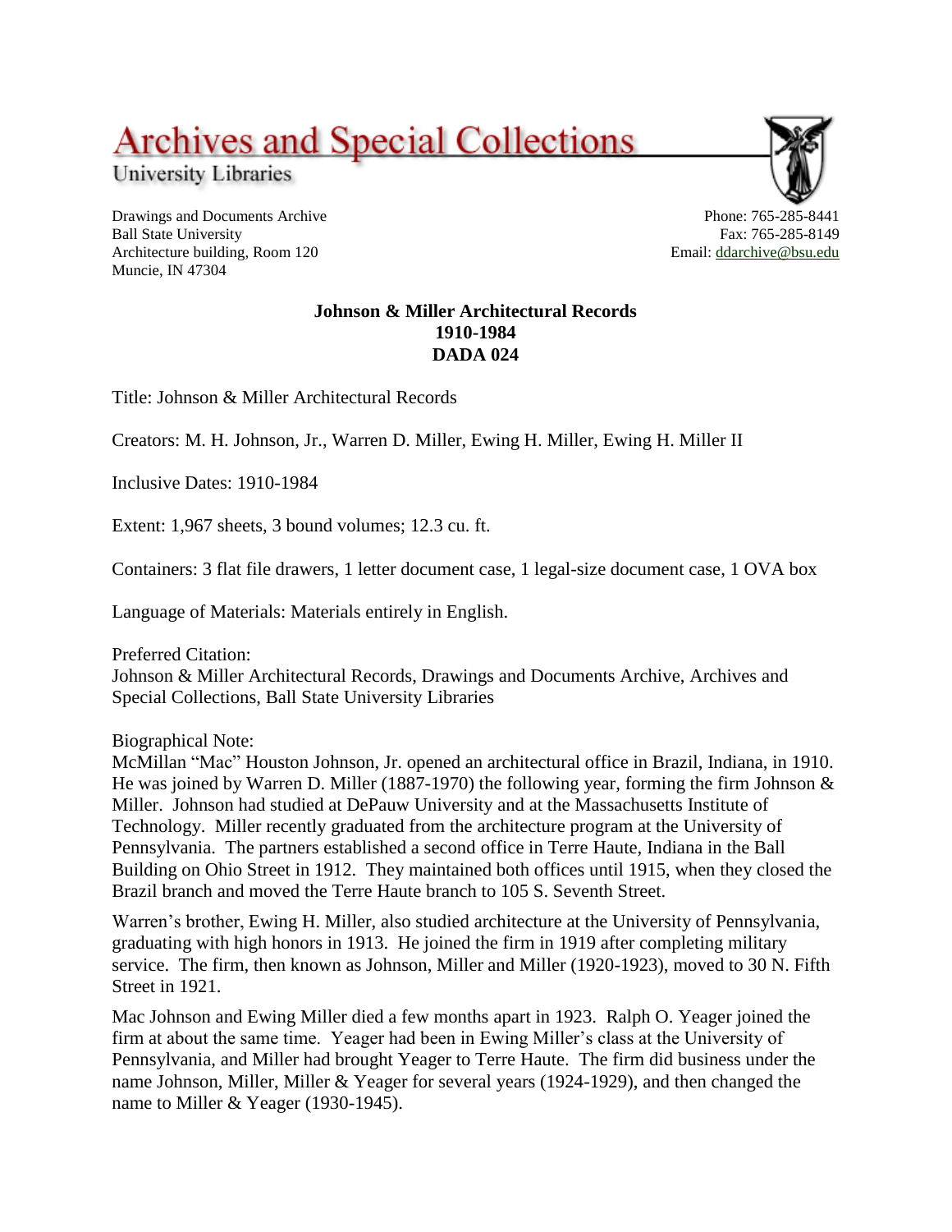# Archives and Special Collections

University Libraries

Drawings and Documents Archive
Ball State University
Architecture building, Room 120
Muncie, IN 47304

Phone: 765-285-8441
Fax: 765-285-8149
Email: ddarchive@bsu.edu

## Johnson & Miller Architectural Records
## 1910-1984
## DADA 024

Title: Johnson & Miller Architectural Records

Creators: M. H. Johnson, Jr., Warren D. Miller, Ewing H. Miller, Ewing H. Miller II

Inclusive Dates: 1910-1984

Extent: 1,967 sheets, 3 bound volumes; 12.3 cu. ft.

Containers: 3 flat file drawers, 1 letter document case, 1 legal-size document case, 1 OVA box

Language of Materials: Materials entirely in English.

Preferred Citation:
Johnson & Miller Architectural Records, Drawings and Documents Archive, Archives and Special Collections, Ball State University Libraries

Biographical Note:
McMillan "Mac" Houston Johnson, Jr. opened an architectural office in Brazil, Indiana, in 1910. He was joined by Warren D. Miller (1887-1970) the following year, forming the firm Johnson & Miller. Johnson had studied at DePauw University and at the Massachusetts Institute of Technology. Miller recently graduated from the architecture program at the University of Pennsylvania. The partners established a second office in Terre Haute, Indiana in the Ball Building on Ohio Street in 1912. They maintained both offices until 1915, when they closed the Brazil branch and moved the Terre Haute branch to 105 S. Seventh Street.

Warren's brother, Ewing H. Miller, also studied architecture at the University of Pennsylvania, graduating with high honors in 1913. He joined the firm in 1919 after completing military service. The firm, then known as Johnson, Miller and Miller (1920-1923), moved to 30 N. Fifth Street in 1921.

Mac Johnson and Ewing Miller died a few months apart in 1923. Ralph O. Yeager joined the firm at about the same time. Yeager had been in Ewing Miller's class at the University of Pennsylvania, and Miller had brought Yeager to Terre Haute. The firm did business under the name Johnson, Miller, Miller & Yeager for several years (1924-1929), and then changed the name to Miller & Yeager (1930-1945).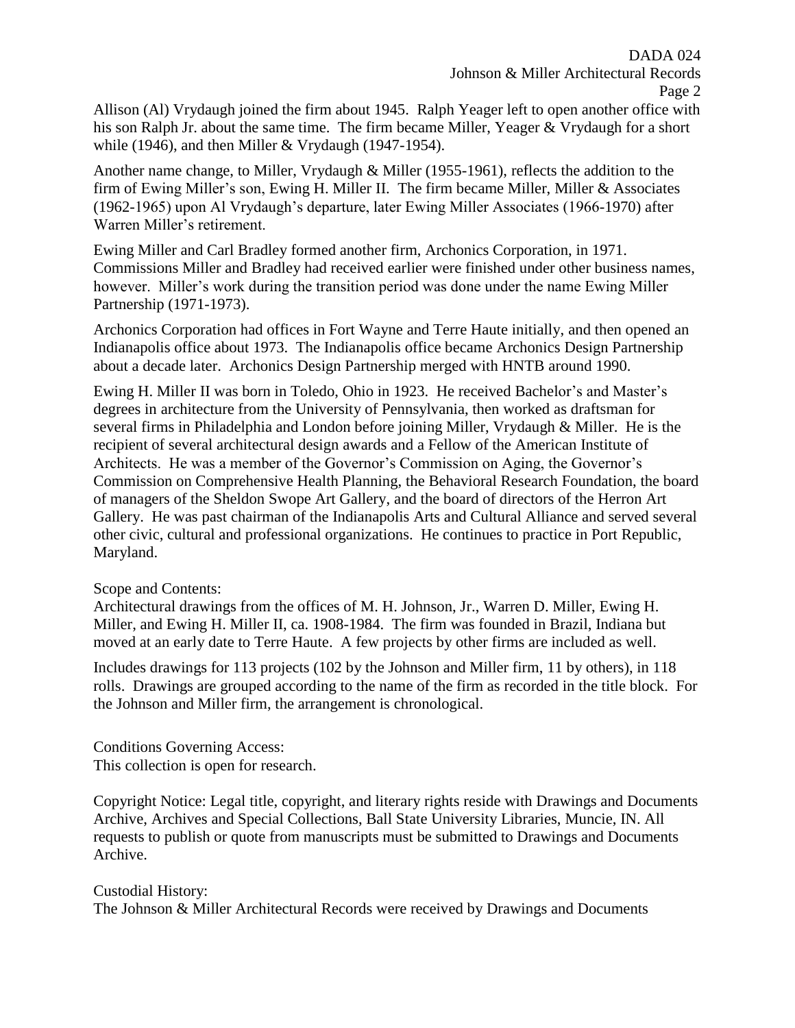Allison (Al) Vrydaugh joined the firm about 1945. Ralph Yeager left to open another office with his son Ralph Jr. about the same time. The firm became Miller, Yeager & Vrydaugh for a short while (1946), and then Miller & Vrydaugh (1947-1954).

Another name change, to Miller, Vrydaugh & Miller (1955-1961), reflects the addition to the firm of Ewing Miller's son, Ewing H. Miller II. The firm became Miller, Miller & Associates (1962-1965) upon Al Vrydaugh's departure, later Ewing Miller Associates (1966-1970) after Warren Miller's retirement.

Ewing Miller and Carl Bradley formed another firm, Archonics Corporation, in 1971. Commissions Miller and Bradley had received earlier were finished under other business names, however. Miller's work during the transition period was done under the name Ewing Miller Partnership (1971-1973).

Archonics Corporation had offices in Fort Wayne and Terre Haute initially, and then opened an Indianapolis office about 1973. The Indianapolis office became Archonics Design Partnership about a decade later. Archonics Design Partnership merged with HNTB around 1990.

Ewing H. Miller II was born in Toledo, Ohio in 1923. He received Bachelor's and Master's degrees in architecture from the University of Pennsylvania, then worked as draftsman for several firms in Philadelphia and London before joining Miller, Vrydaugh & Miller. He is the recipient of several architectural design awards and a Fellow of the American Institute of Architects. He was a member of the Governor's Commission on Aging, the Governor's Commission on Comprehensive Health Planning, the Behavioral Research Foundation, the board of managers of the Sheldon Swope Art Gallery, and the board of directors of the Herron Art Gallery. He was past chairman of the Indianapolis Arts and Cultural Alliance and served several other civic, cultural and professional organizations. He continues to practice in Port Republic, Maryland.

Scope and Contents:
Architectural drawings from the offices of M. H. Johnson, Jr., Warren D. Miller, Ewing H. Miller, and Ewing H. Miller II, ca. 1908-1984. The firm was founded in Brazil, Indiana but moved at an early date to Terre Haute. A few projects by other firms are included as well.

Includes drawings for 113 projects (102 by the Johnson and Miller firm, 11 by others), in 118 rolls. Drawings are grouped according to the name of the firm as recorded in the title block. For the Johnson and Miller firm, the arrangement is chronological.

Conditions Governing Access:
This collection is open for research.

Copyright Notice: Legal title, copyright, and literary rights reside with Drawings and Documents Archive, Archives and Special Collections, Ball State University Libraries, Muncie, IN. All requests to publish or quote from manuscripts must be submitted to Drawings and Documents Archive.

Custodial History:
The Johnson & Miller Architectural Records were received by Drawings and Documents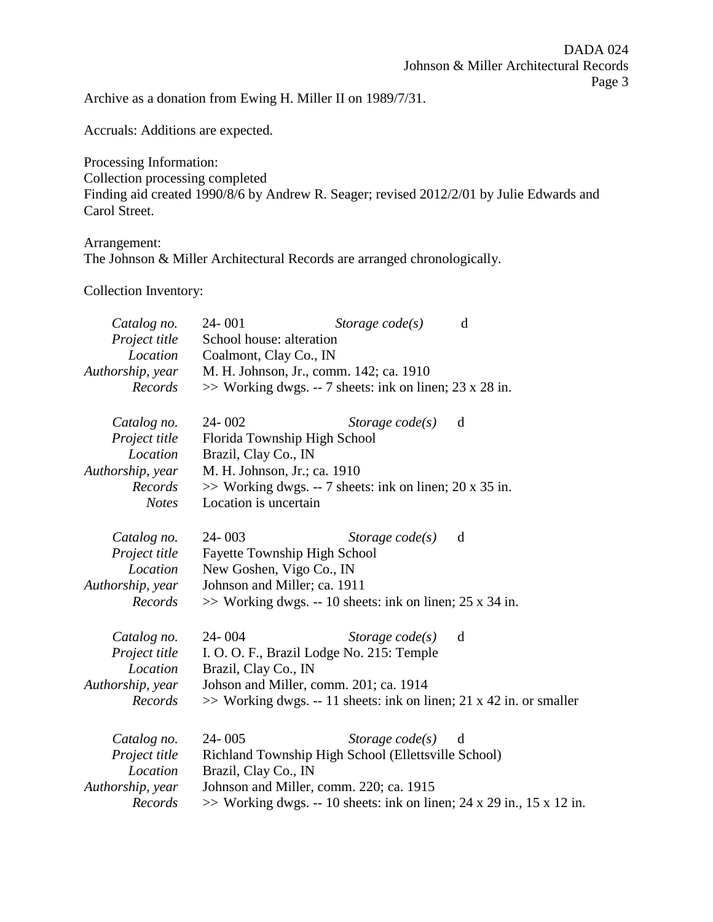Archive as a donation from Ewing H. Miller II on 1989/7/31.

Accruals: Additions are expected.

Processing Information:
Collection processing completed
Finding aid created 1990/8/6 by Andrew R. Seager; revised 2012/2/01 by Julie Edwards and Carol Street.

Arrangement:
The Johnson & Miller Architectural Records are arranged chronologically.

Collection Inventory:

| | |
|---|---|
| *Catalog no.* | 24- 001 *Storage code(s)* d |
| *Project title* | School house: alteration |
| *Location* | Coalmont, Clay Co., IN |
| *Authorship, year* | M. H. Johnson, Jr., comm. 142; ca. 1910 |
| *Records* | >> Working dwgs. -- 7 sheets: ink on linen; 23 x 28 in. |

| | |
|---|---|
| *Catalog no.* | 24- 002 *Storage code(s)* d |
| *Project title* | Florida Township High School |
| *Location* | Brazil, Clay Co., IN |
| *Authorship, year* | M. H. Johnson, Jr.; ca. 1910 |
| *Records* | >> Working dwgs. -- 7 sheets: ink on linen; 20 x 35 in. |
| *Notes* | Location is uncertain |

| | |
|---|---|
| *Catalog no.* | 24- 003 *Storage code(s)* d |
| *Project title* | Fayette Township High School |
| *Location* | New Goshen, Vigo Co., IN |
| *Authorship, year* | Johnson and Miller; ca. 1911 |
| *Records* | >> Working dwgs. -- 10 sheets: ink on linen; 25 x 34 in. |

| | |
|---|---|
| *Catalog no.* | 24- 004 *Storage code(s)* d |
| *Project title* | I. O. O. F., Brazil Lodge No. 215: Temple |
| *Location* | Brazil, Clay Co., IN |
| *Authorship, year* | Johson and Miller, comm. 201; ca. 1914 |
| *Records* | >> Working dwgs. -- 11 sheets: ink on linen; 21 x 42 in. or smaller |

| | |
|---|---|
| *Catalog no.* | 24- 005 *Storage code(s)* d |
| *Project title* | Richland Township High School (Ellettsville School) |
| *Location* | Brazil, Clay Co., IN |
| *Authorship, year* | Johnson and Miller, comm. 220; ca. 1915 |
| *Records* | >> Working dwgs. -- 10 sheets: ink on linen; 24 x 29 in., 15 x 12 in. |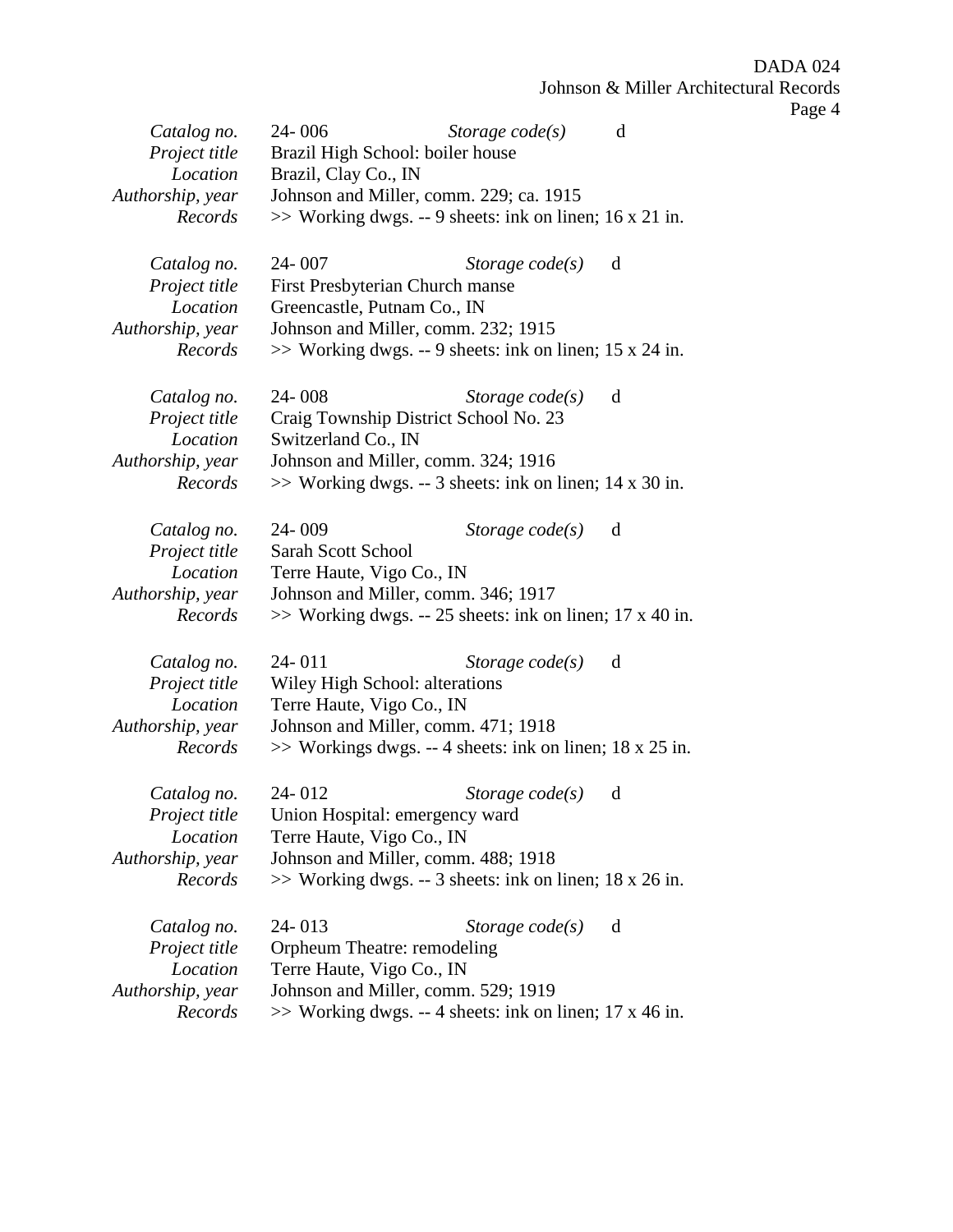*Catalog no.* 24- 006 *Storage code(s)* d
*Project title* Brazil High School: boiler house
*Location* Brazil, Clay Co., IN
*Authorship, year* Johnson and Miller, comm. 229; ca. 1915
*Records* >> Working dwgs. -- 9 sheets: ink on linen; 16 x 21 in.

*Catalog no.* 24- 007 *Storage code(s)* d
*Project title* First Presbyterian Church manse
*Location* Greencastle, Putnam Co., IN
*Authorship, year* Johnson and Miller, comm. 232; 1915
*Records* >> Working dwgs. -- 9 sheets: ink on linen; 15 x 24 in.

*Catalog no.* 24- 008 *Storage code(s)* d
*Project title* Craig Township District School No. 23
*Location* Switzerland Co., IN
*Authorship, year* Johnson and Miller, comm. 324; 1916
*Records* >> Working dwgs. -- 3 sheets: ink on linen; 14 x 30 in.

*Catalog no.* 24- 009 *Storage code(s)* d
*Project title* Sarah Scott School
*Location* Terre Haute, Vigo Co., IN
*Authorship, year* Johnson and Miller, comm. 346; 1917
*Records* >> Working dwgs. -- 25 sheets: ink on linen; 17 x 40 in.

*Catalog no.* 24- 011 *Storage code(s)* d
*Project title* Wiley High School: alterations
*Location* Terre Haute, Vigo Co., IN
*Authorship, year* Johnson and Miller, comm. 471; 1918
*Records* >> Workings dwgs. -- 4 sheets: ink on linen; 18 x 25 in.

*Catalog no.* 24- 012 *Storage code(s)* d
*Project title* Union Hospital: emergency ward
*Location* Terre Haute, Vigo Co., IN
*Authorship, year* Johnson and Miller, comm. 488; 1918
*Records* >> Working dwgs. -- 3 sheets: ink on linen; 18 x 26 in.

*Catalog no.* 24- 013 *Storage code(s)* d
*Project title* Orpheum Theatre: remodeling
*Location* Terre Haute, Vigo Co., IN
*Authorship, year* Johnson and Miller, comm. 529; 1919
*Records* >> Working dwgs. -- 4 sheets: ink on linen; 17 x 46 in.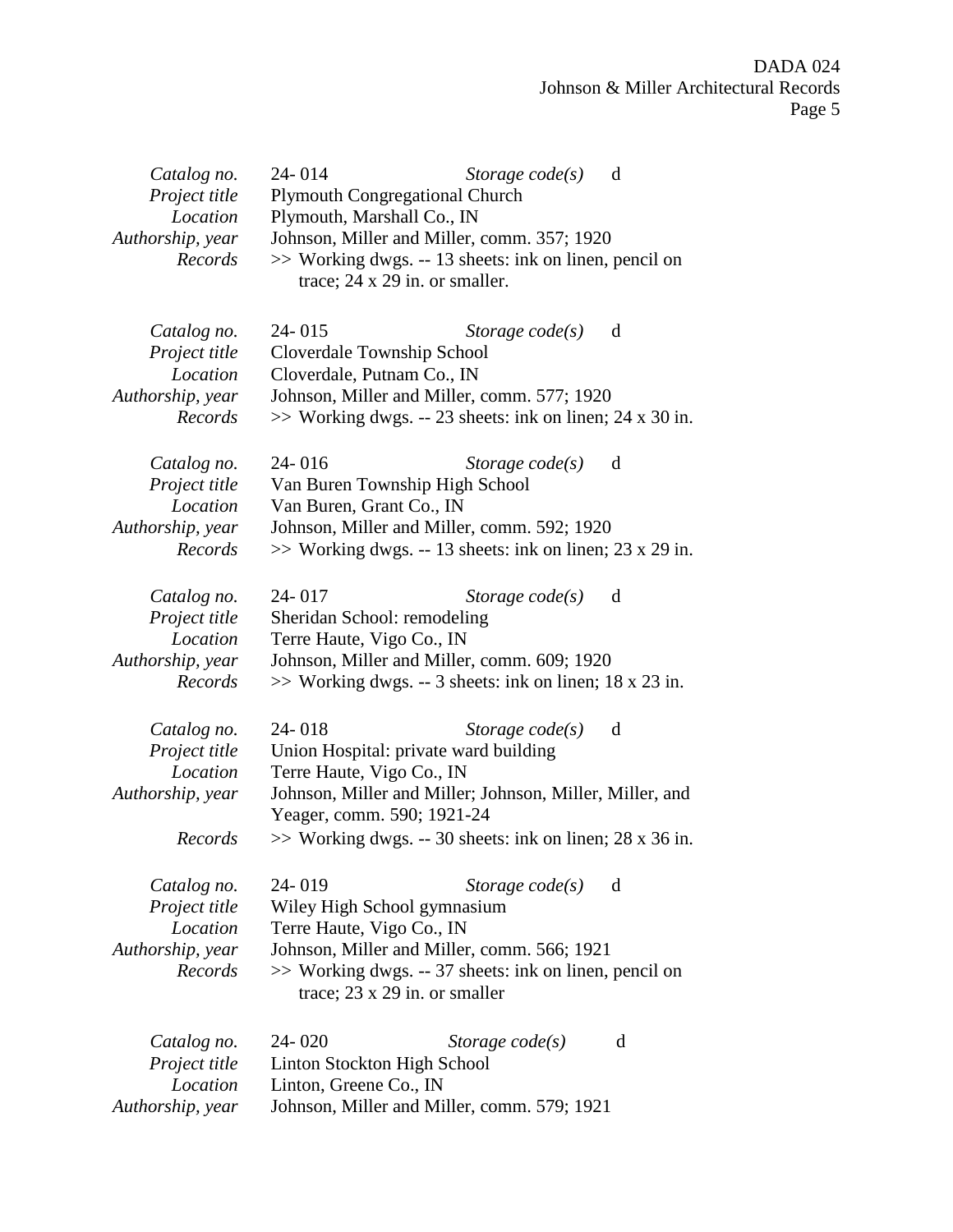| | |
|---|---|
| *Catalog no.* | 24- 014 *Storage code(s)* d |
| *Project title* | Plymouth Congregational Church |
| *Location* | Plymouth, Marshall Co., IN |
| *Authorship, year* | Johnson, Miller and Miller, comm. 357; 1920 |
| *Records* | >> Working dwgs. -- 13 sheets: ink on linen, pencil on trace; 24 x 29 in. or smaller. |

| | |
|---|---|
| *Catalog no.* | 24- 015 *Storage code(s)* d |
| *Project title* | Cloverdale Township School |
| *Location* | Cloverdale, Putnam Co., IN |
| *Authorship, year* | Johnson, Miller and Miller, comm. 577; 1920 |
| *Records* | >> Working dwgs. -- 23 sheets: ink on linen; 24 x 30 in. |

| | |
|---|---|
| *Catalog no.* | 24- 016 *Storage code(s)* d |
| *Project title* | Van Buren Township High School |
| *Location* | Van Buren, Grant Co., IN |
| *Authorship, year* | Johnson, Miller and Miller, comm. 592; 1920 |
| *Records* | >> Working dwgs. -- 13 sheets: ink on linen; 23 x 29 in. |

| | |
|---|---|
| *Catalog no.* | 24- 017 *Storage code(s)* d |
| *Project title* | Sheridan School: remodeling |
| *Location* | Terre Haute, Vigo Co., IN |
| *Authorship, year* | Johnson, Miller and Miller, comm. 609; 1920 |
| *Records* | >> Working dwgs. -- 3 sheets: ink on linen; 18 x 23 in. |

| | |
|---|---|
| *Catalog no.* | 24- 018 *Storage code(s)* d |
| *Project title* | Union Hospital: private ward building |
| *Location* | Terre Haute, Vigo Co., IN |
| *Authorship, year* | Johnson, Miller and Miller; Johnson, Miller, Miller, and Yeager, comm. 590; 1921-24 |
| *Records* | >> Working dwgs. -- 30 sheets: ink on linen; 28 x 36 in. |

| | |
|---|---|
| *Catalog no.* | 24- 019 *Storage code(s)* d |
| *Project title* | Wiley High School gymnasium |
| *Location* | Terre Haute, Vigo Co., IN |
| *Authorship, year* | Johnson, Miller and Miller, comm. 566; 1921 |
| *Records* | >> Working dwgs. -- 37 sheets: ink on linen, pencil on trace; 23 x 29 in. or smaller |

| | |
|---|---|
| *Catalog no.* | 24- 020 *Storage code(s)* d |
| *Project title* | Linton Stockton High School |
| *Location* | Linton, Greene Co., IN |
| *Authorship, year* | Johnson, Miller and Miller, comm. 579; 1921 |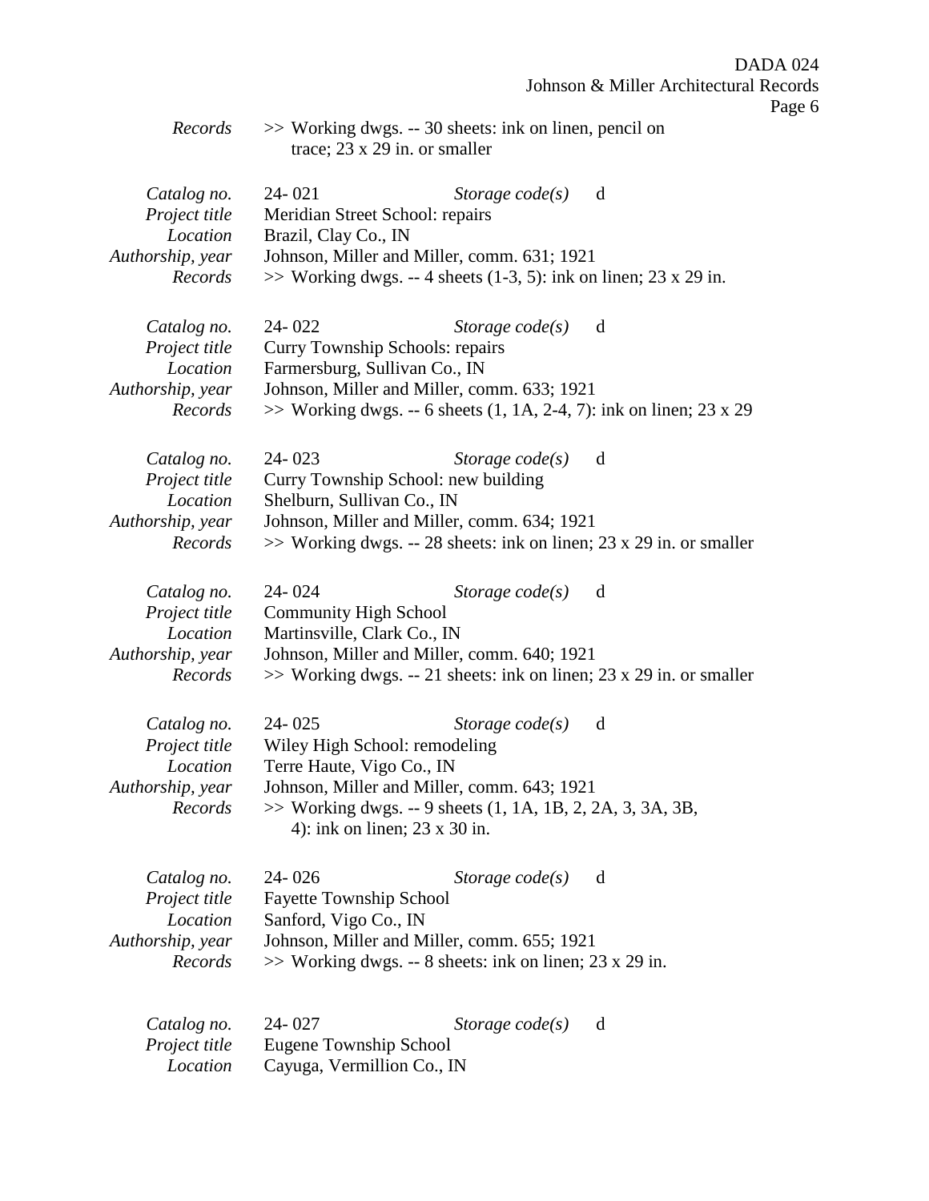*Records* >> Working dwgs. -- 30 sheets: ink on linen, pencil on trace; 23 x 29 in. or smaller

*Catalog no.* 24- 021 *Storage code(s)* d
*Project title* Meridian Street School: repairs
*Location* Brazil, Clay Co., IN
*Authorship, year* Johnson, Miller and Miller, comm. 631; 1921
*Records* >> Working dwgs. -- 4 sheets (1-3, 5): ink on linen; 23 x 29 in.

*Catalog no.* 24- 022 *Storage code(s)* d
*Project title* Curry Township Schools: repairs
*Location* Farmersburg, Sullivan Co., IN
*Authorship, year* Johnson, Miller and Miller, comm. 633; 1921
*Records* >> Working dwgs. -- 6 sheets (1, 1A, 2-4, 7): ink on linen; 23 x 29

*Catalog no.* 24- 023 *Storage code(s)* d
*Project title* Curry Township School: new building
*Location* Shelburn, Sullivan Co., IN
*Authorship, year* Johnson, Miller and Miller, comm. 634; 1921
*Records* >> Working dwgs. -- 28 sheets: ink on linen; 23 x 29 in. or smaller

*Catalog no.* 24- 024 *Storage code(s)* d
*Project title* Community High School
*Location* Martinsville, Clark Co., IN
*Authorship, year* Johnson, Miller and Miller, comm. 640; 1921
*Records* >> Working dwgs. -- 21 sheets: ink on linen; 23 x 29 in. or smaller

*Catalog no.* 24- 025 *Storage code(s)* d
*Project title* Wiley High School: remodeling
*Location* Terre Haute, Vigo Co., IN
*Authorship, year* Johnson, Miller and Miller, comm. 643; 1921
*Records* >> Working dwgs. -- 9 sheets (1, 1A, 1B, 2, 2A, 3, 3A, 3B, 4): ink on linen; 23 x 30 in.

*Catalog no.* 24- 026 *Storage code(s)* d
*Project title* Fayette Township School
*Location* Sanford, Vigo Co., IN
*Authorship, year* Johnson, Miller and Miller, comm. 655; 1921
*Records* >> Working dwgs. -- 8 sheets: ink on linen; 23 x 29 in.

*Catalog no.* 24- 027 *Storage code(s)* d
*Project title* Eugene Township School
*Location* Cayuga, Vermillion Co., IN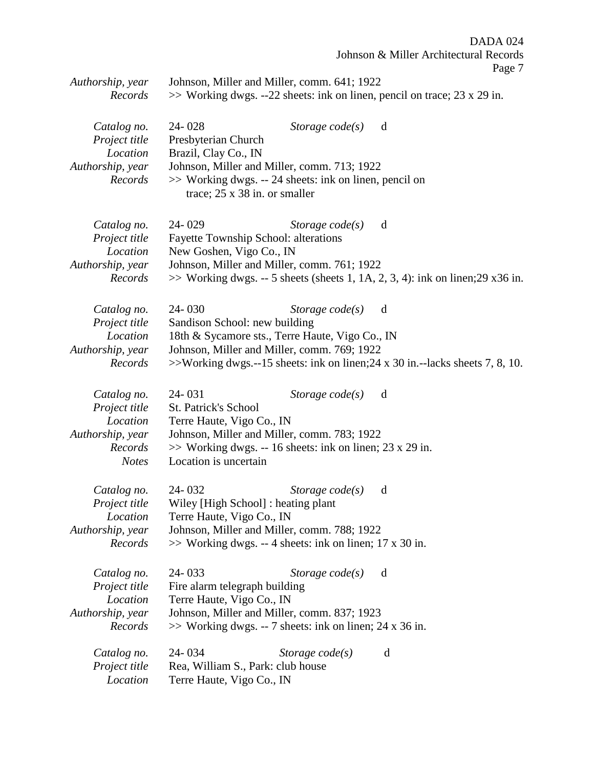*Authorship, year* Johnson, Miller and Miller, comm. 641; 1922
*Records* >> Working dwgs. --22 sheets: ink on linen, pencil on trace; 23 x 29 in.

*Catalog no.* 24- 028 *Storage code(s)* d
*Project title* Presbyterian Church
*Location* Brazil, Clay Co., IN
*Authorship, year* Johnson, Miller and Miller, comm. 713; 1922
*Records* >> Working dwgs. -- 24 sheets: ink on linen, pencil on trace; 25 x 38 in. or smaller

*Catalog no.* 24- 029 *Storage code(s)* d
*Project title* Fayette Township School: alterations
*Location* New Goshen, Vigo Co., IN
*Authorship, year* Johnson, Miller and Miller, comm. 761; 1922
*Records* >> Working dwgs. -- 5 sheets (sheets 1, 1A, 2, 3, 4): ink on linen;29 x36 in.

*Catalog no.* 24- 030 *Storage code(s)* d
*Project title* Sandison School: new building
*Location* 18th & Sycamore sts., Terre Haute, Vigo Co., IN
*Authorship, year* Johnson, Miller and Miller, comm. 769; 1922
*Records* >>Working dwgs.--15 sheets: ink on linen;24 x 30 in.--lacks sheets 7, 8, 10.

*Catalog no.* 24- 031 *Storage code(s)* d
*Project title* St. Patrick's School
*Location* Terre Haute, Vigo Co., IN
*Authorship, year* Johnson, Miller and Miller, comm. 783; 1922
*Records* >> Working dwgs. -- 16 sheets: ink on linen; 23 x 29 in.
*Notes* Location is uncertain

*Catalog no.* 24- 032 *Storage code(s)* d
*Project title* Wiley [High School] : heating plant
*Location* Terre Haute, Vigo Co., IN
*Authorship, year* Johnson, Miller and Miller, comm. 788; 1922
*Records* >> Working dwgs. -- 4 sheets: ink on linen; 17 x 30 in.

*Catalog no.* 24- 033 *Storage code(s)* d
*Project title* Fire alarm telegraph building
*Location* Terre Haute, Vigo Co., IN
*Authorship, year* Johnson, Miller and Miller, comm. 837; 1923
*Records* >> Working dwgs. -- 7 sheets: ink on linen; 24 x 36 in.

*Catalog no.* 24- 034 *Storage code(s)* d
*Project title* Rea, William S., Park: club house
*Location* Terre Haute, Vigo Co., IN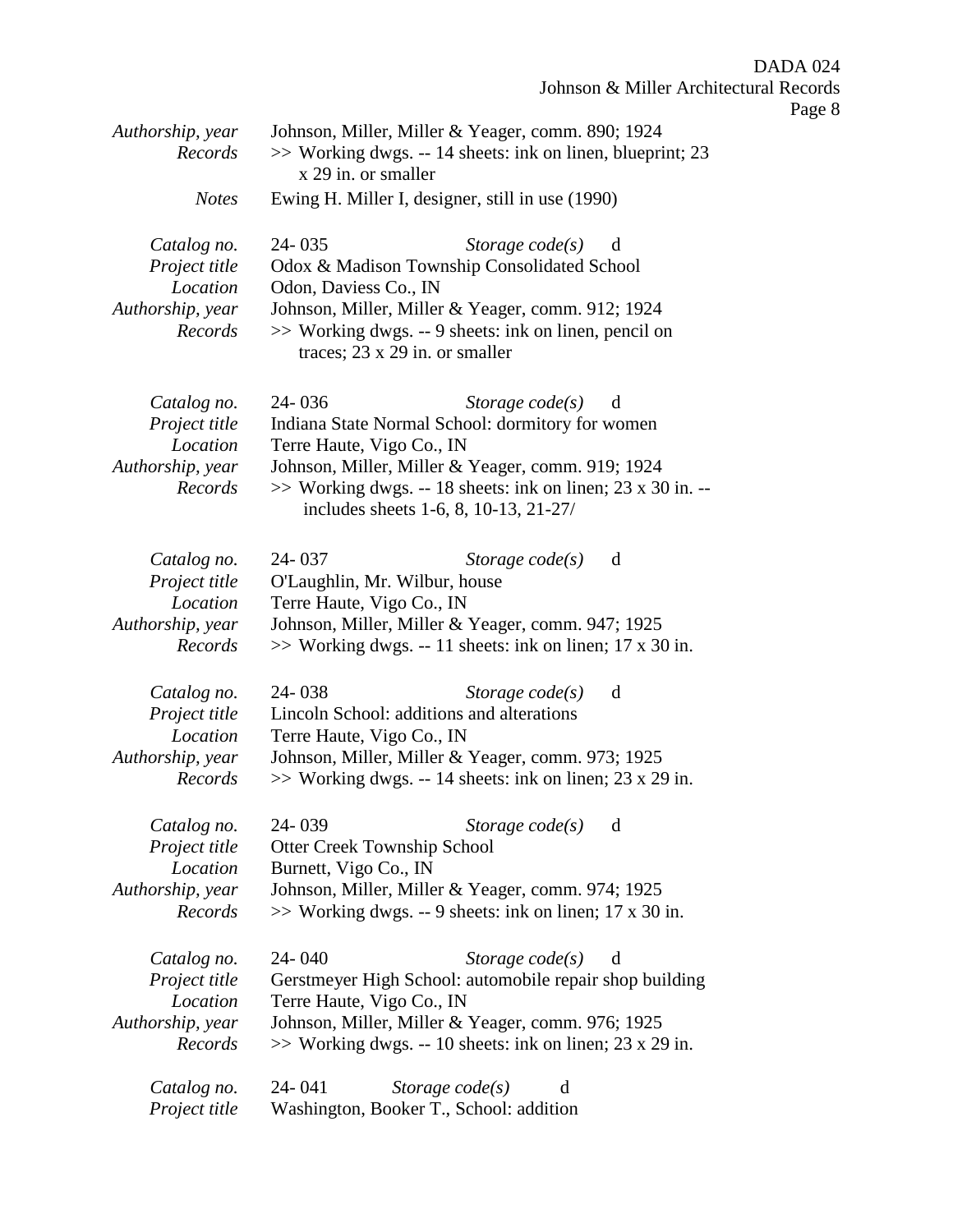*Authorship, year* Johnson, Miller, Miller & Yeager, comm. 890; 1924
*Records* >> Working dwgs. -- 14 sheets: ink on linen, blueprint; 23 x 29 in. or smaller
*Notes* Ewing H. Miller I, designer, still in use (1990)

*Catalog no.* 24- 035 *Storage code(s)* d
*Project title* Odox & Madison Township Consolidated School
*Location* Odon, Daviess Co., IN
*Authorship, year* Johnson, Miller, Miller & Yeager, comm. 912; 1924
*Records* >> Working dwgs. -- 9 sheets: ink on linen, pencil on traces; 23 x 29 in. or smaller

*Catalog no.* 24- 036 *Storage code(s)* d
*Project title* Indiana State Normal School: dormitory for women
*Location* Terre Haute, Vigo Co., IN
*Authorship, year* Johnson, Miller, Miller & Yeager, comm. 919; 1924
*Records* >> Working dwgs. -- 18 sheets: ink on linen; 23 x 30 in. -- includes sheets 1-6, 8, 10-13, 21-27/

*Catalog no.* 24- 037 *Storage code(s)* d
*Project title* O'Laughlin, Mr. Wilbur, house
*Location* Terre Haute, Vigo Co., IN
*Authorship, year* Johnson, Miller, Miller & Yeager, comm. 947; 1925
*Records* >> Working dwgs. -- 11 sheets: ink on linen; 17 x 30 in.

*Catalog no.* 24- 038 *Storage code(s)* d
*Project title* Lincoln School: additions and alterations
*Location* Terre Haute, Vigo Co., IN
*Authorship, year* Johnson, Miller, Miller & Yeager, comm. 973; 1925
*Records* >> Working dwgs. -- 14 sheets: ink on linen; 23 x 29 in.

*Catalog no.* 24- 039 *Storage code(s)* d
*Project title* Otter Creek Township School
*Location* Burnett, Vigo Co., IN
*Authorship, year* Johnson, Miller, Miller & Yeager, comm. 974; 1925
*Records* >> Working dwgs. -- 9 sheets: ink on linen; 17 x 30 in.

*Catalog no.* 24- 040 *Storage code(s)* d
*Project title* Gerstmeyer High School: automobile repair shop building
*Location* Terre Haute, Vigo Co., IN
*Authorship, year* Johnson, Miller, Miller & Yeager, comm. 976; 1925
*Records* >> Working dwgs. -- 10 sheets: ink on linen; 23 x 29 in.

*Catalog no.* 24- 041 *Storage code(s)* d
*Project title* Washington, Booker T., School: addition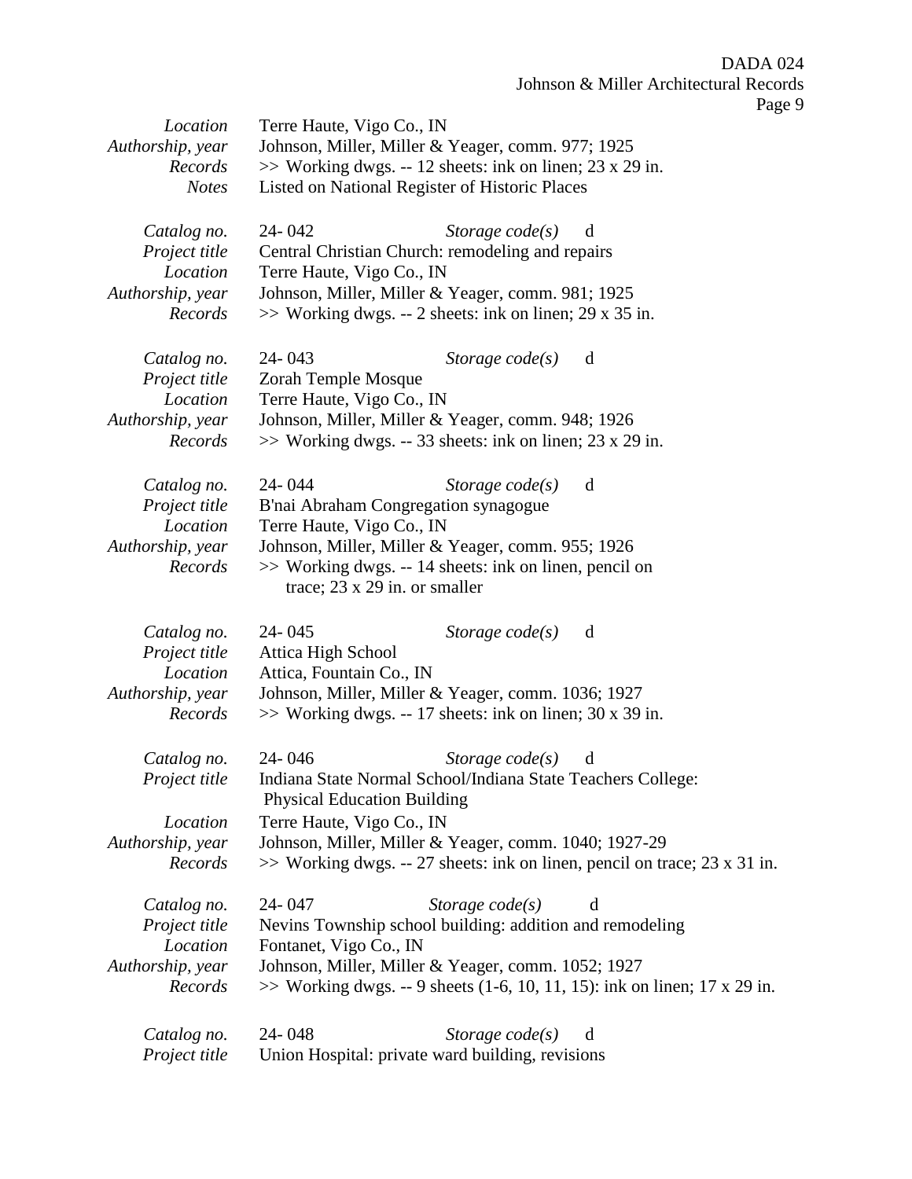*Location* Terre Haute, Vigo Co., IN
*Authorship, year* Johnson, Miller, Miller & Yeager, comm. 977; 1925
*Records* >> Working dwgs. -- 12 sheets: ink on linen; 23 x 29 in.
*Notes* Listed on National Register of Historic Places

*Catalog no.* 24- 042 *Storage code(s)* d
*Project title* Central Christian Church: remodeling and repairs
*Location* Terre Haute, Vigo Co., IN
*Authorship, year* Johnson, Miller, Miller & Yeager, comm. 981; 1925
*Records* >> Working dwgs. -- 2 sheets: ink on linen; 29 x 35 in.

*Catalog no.* 24- 043 *Storage code(s)* d
*Project title* Zorah Temple Mosque
*Location* Terre Haute, Vigo Co., IN
*Authorship, year* Johnson, Miller, Miller & Yeager, comm. 948; 1926
*Records* >> Working dwgs. -- 33 sheets: ink on linen; 23 x 29 in.

*Catalog no.* 24- 044 *Storage code(s)* d
*Project title* B'nai Abraham Congregation synagogue
*Location* Terre Haute, Vigo Co., IN
*Authorship, year* Johnson, Miller, Miller & Yeager, comm. 955; 1926
*Records* >> Working dwgs. -- 14 sheets: ink on linen, pencil on trace; 23 x 29 in. or smaller

*Catalog no.* 24- 045 *Storage code(s)* d
*Project title* Attica High School
*Location* Attica, Fountain Co., IN
*Authorship, year* Johnson, Miller, Miller & Yeager, comm. 1036; 1927
*Records* >> Working dwgs. -- 17 sheets: ink on linen; 30 x 39 in.

*Catalog no.* 24- 046 *Storage code(s)* d
*Project title* Indiana State Normal School/Indiana State Teachers College: Physical Education Building
*Location* Terre Haute, Vigo Co., IN
*Authorship, year* Johnson, Miller, Miller & Yeager, comm. 1040; 1927-29
*Records* >> Working dwgs. -- 27 sheets: ink on linen, pencil on trace; 23 x 31 in.

*Catalog no.* 24- 047 *Storage code(s)* d
*Project title* Nevins Township school building: addition and remodeling
*Location* Fontanet, Vigo Co., IN
*Authorship, year* Johnson, Miller, Miller & Yeager, comm. 1052; 1927
*Records* >> Working dwgs. -- 9 sheets (1-6, 10, 11, 15): ink on linen; 17 x 29 in.

*Catalog no.* 24- 048 *Storage code(s)* d
*Project title* Union Hospital: private ward building, revisions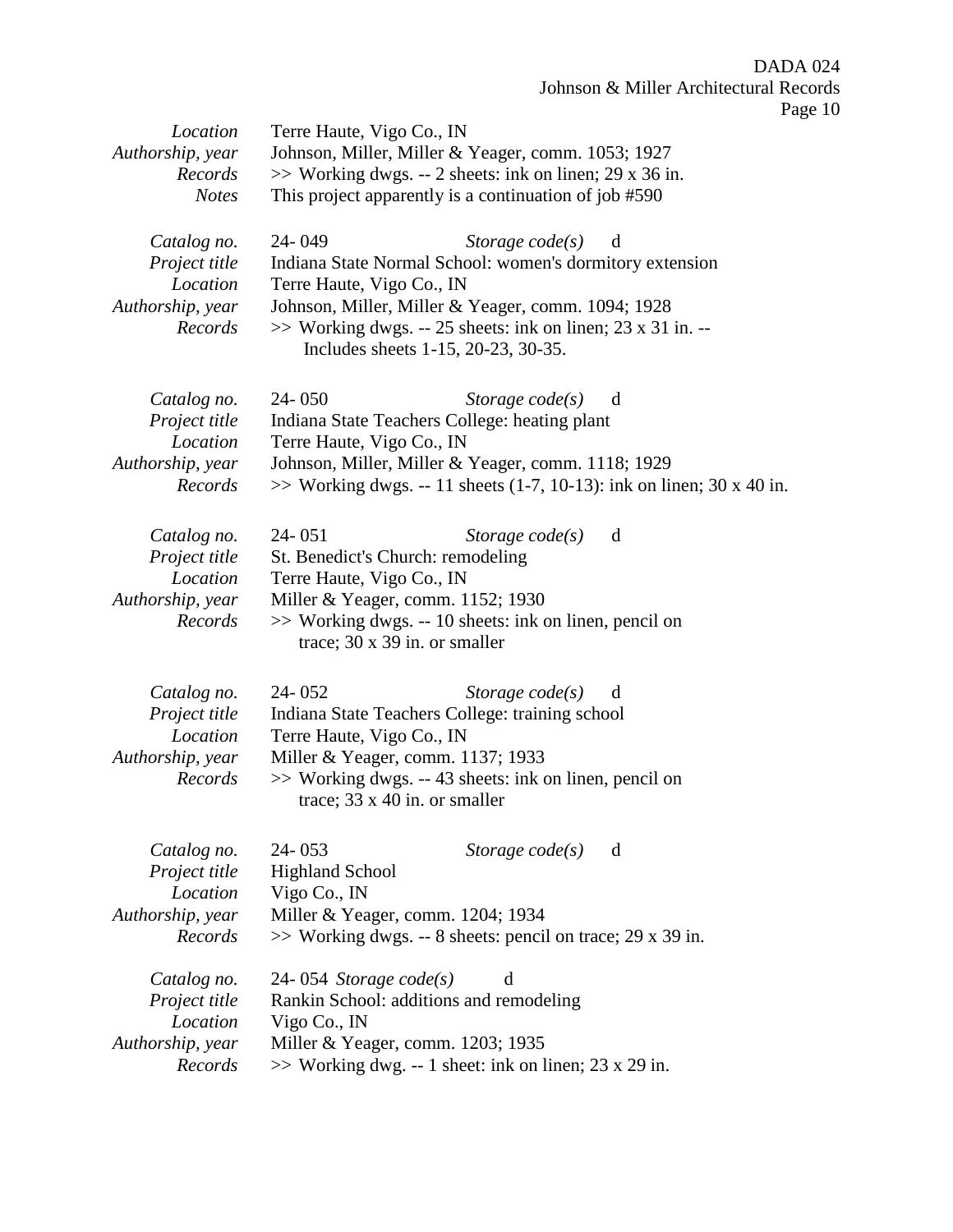*Location* Terre Haute, Vigo Co., IN
*Authorship, year* Johnson, Miller, Miller & Yeager, comm. 1053; 1927
*Records* >> Working dwgs. -- 2 sheets: ink on linen; 29 x 36 in.
*Notes* This project apparently is a continuation of job #590

*Catalog no.* 24- 049 *Storage code(s)* d
*Project title* Indiana State Normal School: women's dormitory extension
*Location* Terre Haute, Vigo Co., IN
*Authorship, year* Johnson, Miller, Miller & Yeager, comm. 1094; 1928
*Records* >> Working dwgs. -- 25 sheets: ink on linen; 23 x 31 in. -- Includes sheets 1-15, 20-23, 30-35.

*Catalog no.* 24- 050 *Storage code(s)* d
*Project title* Indiana State Teachers College: heating plant
*Location* Terre Haute, Vigo Co., IN
*Authorship, year* Johnson, Miller, Miller & Yeager, comm. 1118; 1929
*Records* >> Working dwgs. -- 11 sheets (1-7, 10-13): ink on linen; 30 x 40 in.

*Catalog no.* 24- 051 *Storage code(s)* d
*Project title* St. Benedict's Church: remodeling
*Location* Terre Haute, Vigo Co., IN
*Authorship, year* Miller & Yeager, comm. 1152; 1930
*Records* >> Working dwgs. -- 10 sheets: ink on linen, pencil on trace; 30 x 39 in. or smaller

*Catalog no.* 24- 052 *Storage code(s)* d
*Project title* Indiana State Teachers College: training school
*Location* Terre Haute, Vigo Co., IN
*Authorship, year* Miller & Yeager, comm. 1137; 1933
*Records* >> Working dwgs. -- 43 sheets: ink on linen, pencil on trace; 33 x 40 in. or smaller

*Catalog no.* 24- 053 *Storage code(s)* d
*Project title* Highland School
*Location* Vigo Co., IN
*Authorship, year* Miller & Yeager, comm. 1204; 1934
*Records* >> Working dwgs. -- 8 sheets: pencil on trace; 29 x 39 in.

*Catalog no.* 24- 054 *Storage code(s)* d
*Project title* Rankin School: additions and remodeling
*Location* Vigo Co., IN
*Authorship, year* Miller & Yeager, comm. 1203; 1935
*Records* >> Working dwg. -- 1 sheet: ink on linen; 23 x 29 in.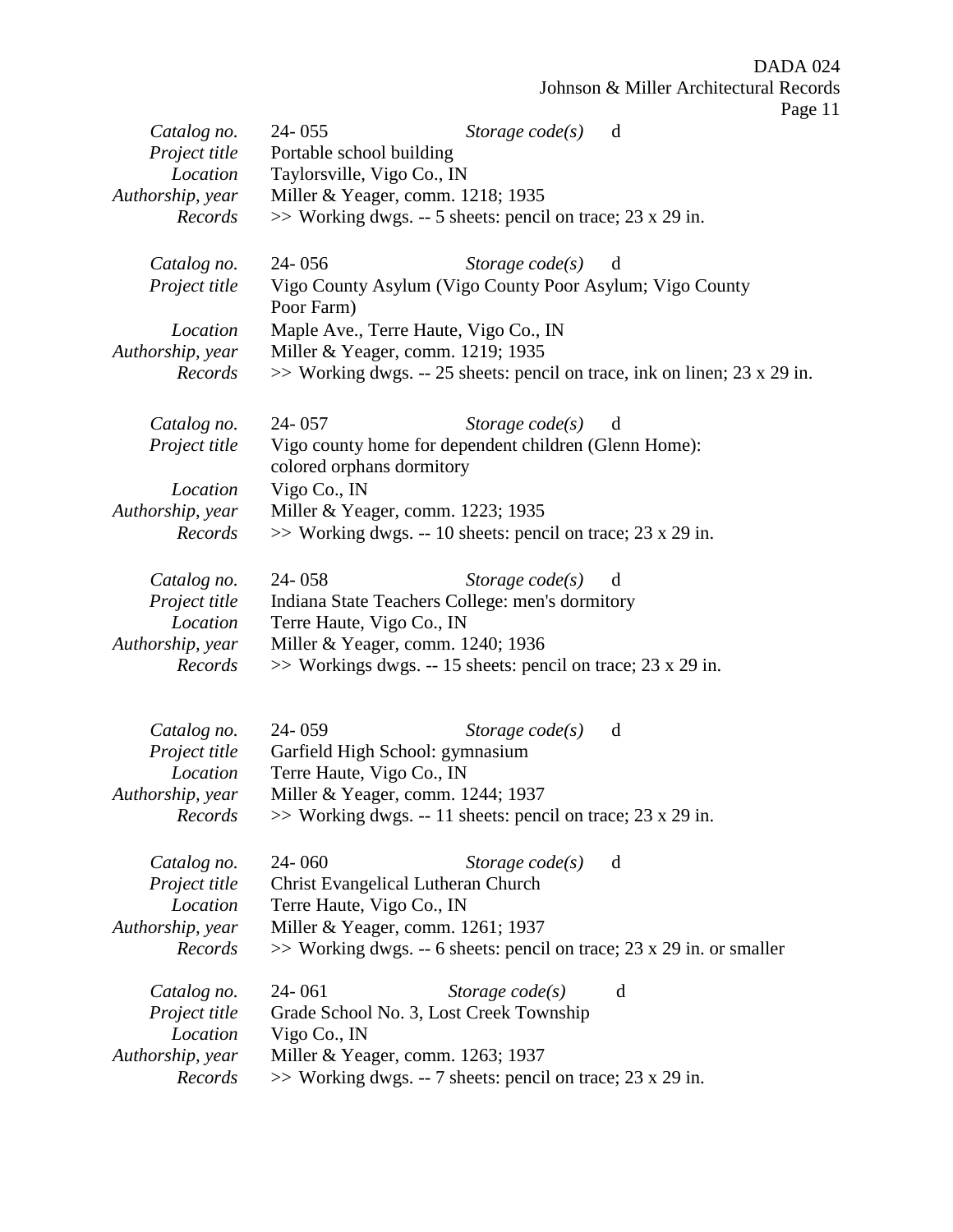*Catalog no.* 24- 055 *Storage code(s)* d
*Project title* Portable school building
*Location* Taylorsville, Vigo Co., IN
*Authorship, year* Miller & Yeager, comm. 1218; 1935
*Records* >> Working dwgs. -- 5 sheets: pencil on trace; 23 x 29 in.

*Catalog no.* 24- 056 *Storage code(s)* d
*Project title* Vigo County Asylum (Vigo County Poor Asylum; Vigo County Poor Farm)
*Location* Maple Ave., Terre Haute, Vigo Co., IN
*Authorship, year* Miller & Yeager, comm. 1219; 1935
*Records* >> Working dwgs. -- 25 sheets: pencil on trace, ink on linen; 23 x 29 in.

*Catalog no.* 24- 057 *Storage code(s)* d
*Project title* Vigo county home for dependent children (Glenn Home): colored orphans dormitory
*Location* Vigo Co., IN
*Authorship, year* Miller & Yeager, comm. 1223; 1935
*Records* >> Working dwgs. -- 10 sheets: pencil on trace; 23 x 29 in.

*Catalog no.* 24- 058 *Storage code(s)* d
*Project title* Indiana State Teachers College: men's dormitory
*Location* Terre Haute, Vigo Co., IN
*Authorship, year* Miller & Yeager, comm. 1240; 1936
*Records* >> Workings dwgs. -- 15 sheets: pencil on trace; 23 x 29 in.

*Catalog no.* 24- 059 *Storage code(s)* d
*Project title* Garfield High School: gymnasium
*Location* Terre Haute, Vigo Co., IN
*Authorship, year* Miller & Yeager, comm. 1244; 1937
*Records* >> Working dwgs. -- 11 sheets: pencil on trace; 23 x 29 in.

*Catalog no.* 24- 060 *Storage code(s)* d
*Project title* Christ Evangelical Lutheran Church
*Location* Terre Haute, Vigo Co., IN
*Authorship, year* Miller & Yeager, comm. 1261; 1937
*Records* >> Working dwgs. -- 6 sheets: pencil on trace; 23 x 29 in. or smaller

*Catalog no.* 24- 061 *Storage code(s)* d
*Project title* Grade School No. 3, Lost Creek Township
*Location* Vigo Co., IN
*Authorship, year* Miller & Yeager, comm. 1263; 1937
*Records* >> Working dwgs. -- 7 sheets: pencil on trace; 23 x 29 in.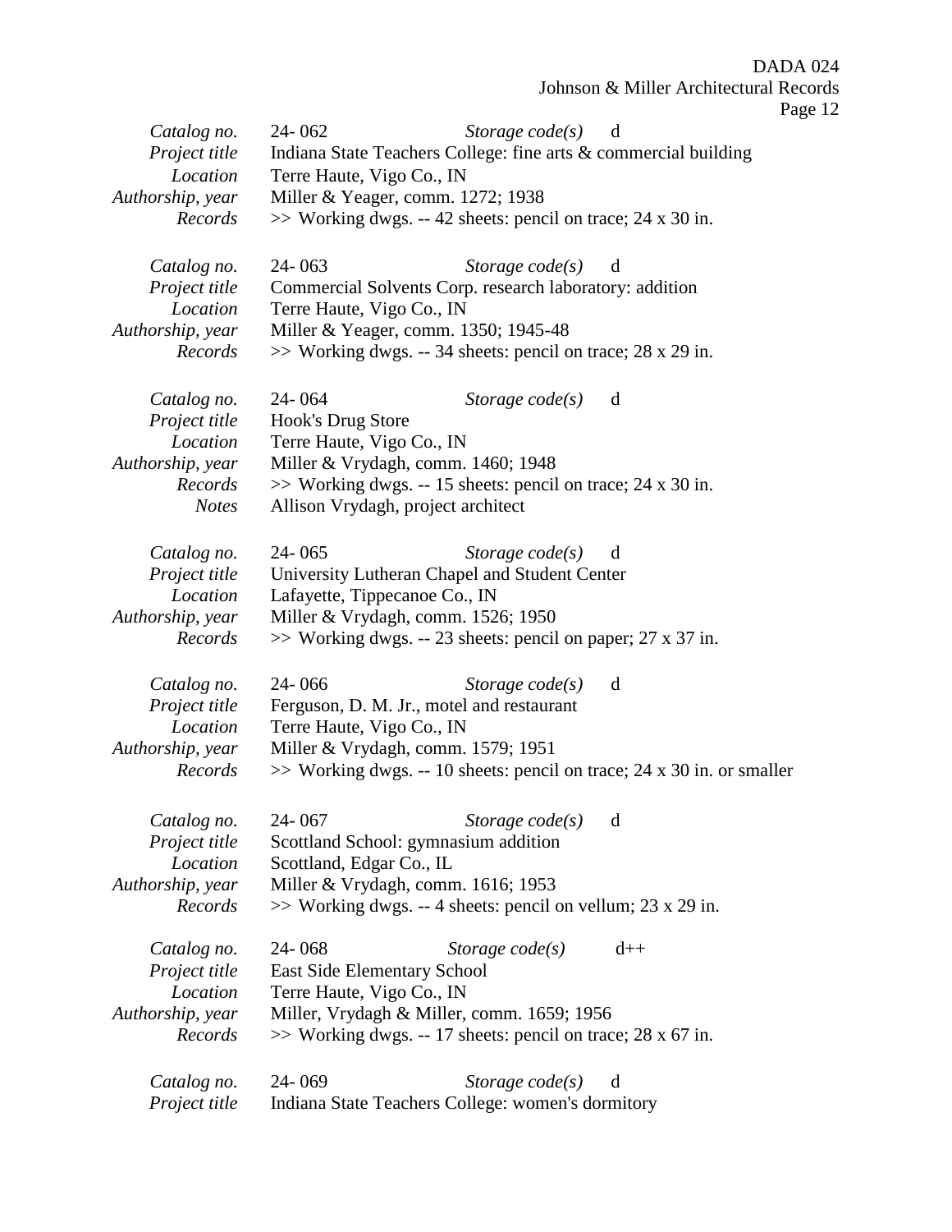*Catalog no.* 24- 062 *Storage code(s)* d
*Project title* Indiana State Teachers College: fine arts & commercial building
*Location* Terre Haute, Vigo Co., IN
*Authorship, year* Miller & Yeager, comm. 1272; 1938
*Records* >> Working dwgs. -- 42 sheets: pencil on trace; 24 x 30 in.

*Catalog no.* 24- 063 *Storage code(s)* d
*Project title* Commercial Solvents Corp. research laboratory: addition
*Location* Terre Haute, Vigo Co., IN
*Authorship, year* Miller & Yeager, comm. 1350; 1945-48
*Records* >> Working dwgs. -- 34 sheets: pencil on trace; 28 x 29 in.

*Catalog no.* 24- 064 *Storage code(s)* d
*Project title* Hook's Drug Store
*Location* Terre Haute, Vigo Co., IN
*Authorship, year* Miller & Vrydagh, comm. 1460; 1948
*Records* >> Working dwgs. -- 15 sheets: pencil on trace; 24 x 30 in.
*Notes* Allison Vrydagh, project architect

*Catalog no.* 24- 065 *Storage code(s)* d
*Project title* University Lutheran Chapel and Student Center
*Location* Lafayette, Tippecanoe Co., IN
*Authorship, year* Miller & Vrydagh, comm. 1526; 1950
*Records* >> Working dwgs. -- 23 sheets: pencil on paper; 27 x 37 in.

*Catalog no.* 24- 066 *Storage code(s)* d
*Project title* Ferguson, D. M. Jr., motel and restaurant
*Location* Terre Haute, Vigo Co., IN
*Authorship, year* Miller & Vrydagh, comm. 1579; 1951
*Records* >> Working dwgs. -- 10 sheets: pencil on trace; 24 x 30 in. or smaller

*Catalog no.* 24- 067 *Storage code(s)* d
*Project title* Scottland School: gymnasium addition
*Location* Scottland, Edgar Co., IL
*Authorship, year* Miller & Vrydagh, comm. 1616; 1953
*Records* >> Working dwgs. -- 4 sheets: pencil on vellum; 23 x 29 in.

*Catalog no.* 24- 068 *Storage code(s)* d++
*Project title* East Side Elementary School
*Location* Terre Haute, Vigo Co., IN
*Authorship, year* Miller, Vrydagh & Miller, comm. 1659; 1956
*Records* >> Working dwgs. -- 17 sheets: pencil on trace; 28 x 67 in.

*Catalog no.* 24- 069 *Storage code(s)* d
*Project title* Indiana State Teachers College: women's dormitory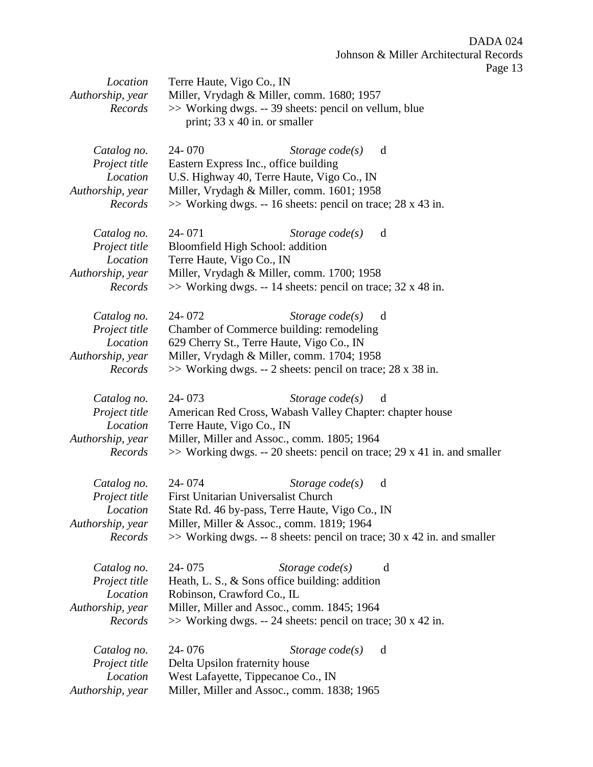| | |
|---|---|
| *Location* | Terre Haute, Vigo Co., IN |
| *Authorship, year* | Miller, Vrydagh & Miller, comm. 1680; 1957 |
| *Records* | >> Working dwgs. -- 39 sheets: pencil on vellum, blue print; 33 x 40 in. or smaller |

| | |
|---|---|
| *Catalog no.* | 24- 070 *Storage code(s)* d |
| *Project title* | Eastern Express Inc., office building |
| *Location* | U.S. Highway 40, Terre Haute, Vigo Co., IN |
| *Authorship, year* | Miller, Vrydagh & Miller, comm. 1601; 1958 |
| *Records* | >> Working dwgs. -- 16 sheets: pencil on trace; 28 x 43 in. |

| | |
|---|---|
| *Catalog no.* | 24- 071 *Storage code(s)* d |
| *Project title* | Bloomfield High School: addition |
| *Location* | Terre Haute, Vigo Co., IN |
| *Authorship, year* | Miller, Vrydagh & Miller, comm. 1700; 1958 |
| *Records* | >> Working dwgs. -- 14 sheets: pencil on trace; 32 x 48 in. |

| | |
|---|---|
| *Catalog no.* | 24- 072 *Storage code(s)* d |
| *Project title* | Chamber of Commerce building: remodeling |
| *Location* | 629 Cherry St., Terre Haute, Vigo Co., IN |
| *Authorship, year* | Miller, Vrydagh & Miller, comm. 1704; 1958 |
| *Records* | >> Working dwgs. -- 2 sheets: pencil on trace; 28 x 38 in. |

| | |
|---|---|
| *Catalog no.* | 24- 073 *Storage code(s)* d |
| *Project title* | American Red Cross, Wabash Valley Chapter: chapter house |
| *Location* | Terre Haute, Vigo Co., IN |
| *Authorship, year* | Miller, Miller and Assoc., comm. 1805; 1964 |
| *Records* | >> Working dwgs. -- 20 sheets: pencil on trace; 29 x 41 in. and smaller |

| | |
|---|---|
| *Catalog no.* | 24- 074 *Storage code(s)* d |
| *Project title* | First Unitarian Universalist Church |
| *Location* | State Rd. 46 by-pass, Terre Haute, Vigo Co., IN |
| *Authorship, year* | Miller, Miller & Assoc., comm. 1819; 1964 |
| *Records* | >> Working dwgs. -- 8 sheets: pencil on trace; 30 x 42 in. and smaller |

| | |
|---|---|
| *Catalog no.* | 24- 075 *Storage code(s)* d |
| *Project title* | Heath, L. S., & Sons office building: addition |
| *Location* | Robinson, Crawford Co., IL |
| *Authorship, year* | Miller, Miller and Assoc., comm. 1845; 1964 |
| *Records* | >> Working dwgs. -- 24 sheets: pencil on trace; 30 x 42 in. |

| | |
|---|---|
| *Catalog no.* | 24- 076 *Storage code(s)* d |
| *Project title* | Delta Upsilon fraternity house |
| *Location* | West Lafayette, Tippecanoe Co., IN |
| *Authorship, year* | Miller, Miller and Assoc., comm. 1838; 1965 |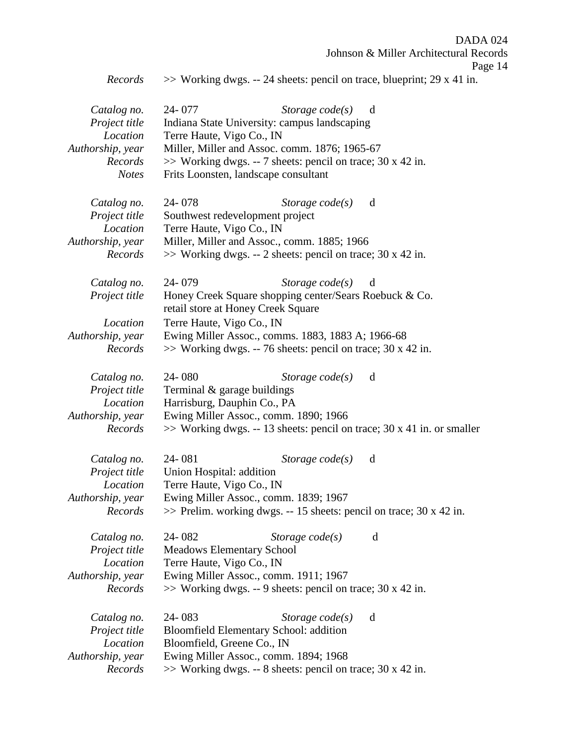*Records* >> Working dwgs. -- 24 sheets: pencil on trace, blueprint; 29 x 41 in.

*Catalog no.* 24- 077 *Storage code(s)* d
*Project title* Indiana State University: campus landscaping
*Location* Terre Haute, Vigo Co., IN
*Authorship, year* Miller, Miller and Assoc. comm. 1876; 1965-67
*Records* >> Working dwgs. -- 7 sheets: pencil on trace; 30 x 42 in.
*Notes* Frits Loonsten, landscape consultant

*Catalog no.* 24- 078 *Storage code(s)* d
*Project title* Southwest redevelopment project
*Location* Terre Haute, Vigo Co., IN
*Authorship, year* Miller, Miller and Assoc., comm. 1885; 1966
*Records* >> Working dwgs. -- 2 sheets: pencil on trace; 30 x 42 in.

*Catalog no.* 24- 079 *Storage code(s)* d
*Project title* Honey Creek Square shopping center/Sears Roebuck & Co. retail store at Honey Creek Square
*Location* Terre Haute, Vigo Co., IN
*Authorship, year* Ewing Miller Assoc., comms. 1883, 1883 A; 1966-68
*Records* >> Working dwgs. -- 76 sheets: pencil on trace; 30 x 42 in.

*Catalog no.* 24- 080 *Storage code(s)* d
*Project title* Terminal & garage buildings
*Location* Harrisburg, Dauphin Co., PA
*Authorship, year* Ewing Miller Assoc., comm. 1890; 1966
*Records* >> Working dwgs. -- 13 sheets: pencil on trace; 30 x 41 in. or smaller

*Catalog no.* 24- 081 *Storage code(s)* d
*Project title* Union Hospital: addition
*Location* Terre Haute, Vigo Co., IN
*Authorship, year* Ewing Miller Assoc., comm. 1839; 1967
*Records* >> Prelim. working dwgs. -- 15 sheets: pencil on trace; 30 x 42 in.

*Catalog no.* 24- 082 *Storage code(s)* d
*Project title* Meadows Elementary School
*Location* Terre Haute, Vigo Co., IN
*Authorship, year* Ewing Miller Assoc., comm. 1911; 1967
*Records* >> Working dwgs. -- 9 sheets: pencil on trace; 30 x 42 in.

*Catalog no.* 24- 083 *Storage code(s)* d
*Project title* Bloomfield Elementary School: addition
*Location* Bloomfield, Greene Co., IN
*Authorship, year* Ewing Miller Assoc., comm. 1894; 1968
*Records* >> Working dwgs. -- 8 sheets: pencil on trace; 30 x 42 in.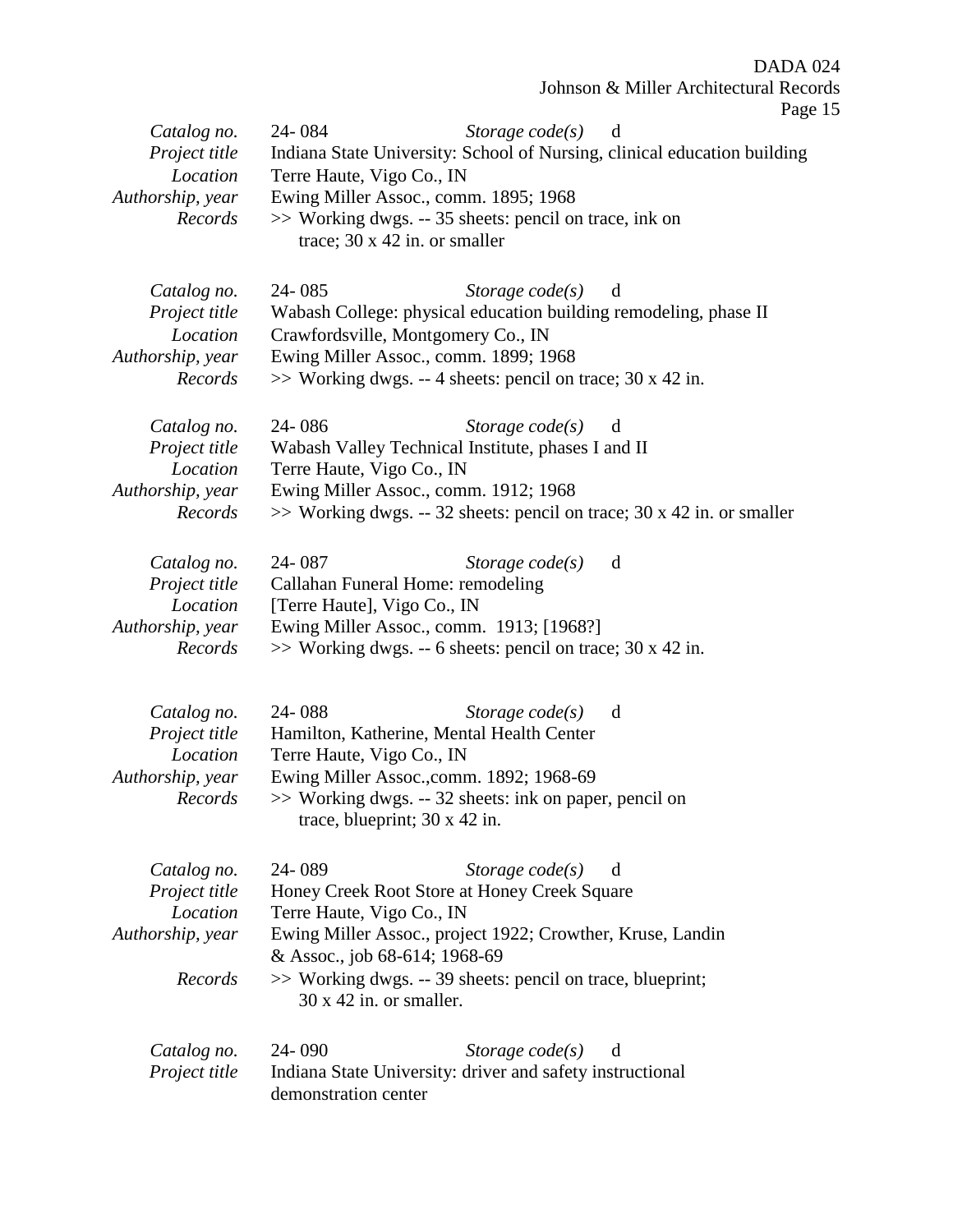| | |
|---|---|
| *Catalog no.* | 24- 084 *Storage code(s)* d |
| *Project title* | Indiana State University: School of Nursing, clinical education building |
| *Location* | Terre Haute, Vigo Co., IN |
| *Authorship, year* | Ewing Miller Assoc., comm. 1895; 1968 |
| *Records* | >> Working dwgs. -- 35 sheets: pencil on trace, ink on trace; 30 x 42 in. or smaller |

| | |
|---|---|
| *Catalog no.* | 24- 085 *Storage code(s)* d |
| *Project title* | Wabash College: physical education building remodeling, phase II |
| *Location* | Crawfordsville, Montgomery Co., IN |
| *Authorship, year* | Ewing Miller Assoc., comm. 1899; 1968 |
| *Records* | >> Working dwgs. -- 4 sheets: pencil on trace; 30 x 42 in. |

| | |
|---|---|
| *Catalog no.* | 24- 086 *Storage code(s)* d |
| *Project title* | Wabash Valley Technical Institute, phases I and II |
| *Location* | Terre Haute, Vigo Co., IN |
| *Authorship, year* | Ewing Miller Assoc., comm. 1912; 1968 |
| *Records* | >> Working dwgs. -- 32 sheets: pencil on trace; 30 x 42 in. or smaller |

| | |
|---|---|
| *Catalog no.* | 24- 087 *Storage code(s)* d |
| *Project title* | Callahan Funeral Home: remodeling |
| *Location* | [Terre Haute], Vigo Co., IN |
| *Authorship, year* | Ewing Miller Assoc., comm. 1913; [1968?] |
| *Records* | >> Working dwgs. -- 6 sheets: pencil on trace; 30 x 42 in. |

| | |
|---|---|
| *Catalog no.* | 24- 088 *Storage code(s)* d |
| *Project title* | Hamilton, Katherine, Mental Health Center |
| *Location* | Terre Haute, Vigo Co., IN |
| *Authorship, year* | Ewing Miller Assoc.,comm. 1892; 1968-69 |
| *Records* | >> Working dwgs. -- 32 sheets: ink on paper, pencil on trace, blueprint; 30 x 42 in. |

| | |
|---|---|
| *Catalog no.* | 24- 089 *Storage code(s)* d |
| *Project title* | Honey Creek Root Store at Honey Creek Square |
| *Location* | Terre Haute, Vigo Co., IN |
| *Authorship, year* | Ewing Miller Assoc., project 1922; Crowther, Kruse, Landin & Assoc., job 68-614; 1968-69 |
| *Records* | >> Working dwgs. -- 39 sheets: pencil on trace, blueprint; 30 x 42 in. or smaller. |

| | |
|---|---|
| *Catalog no.* | 24- 090 *Storage code(s)* d |
| *Project title* | Indiana State University: driver and safety instructional demonstration center |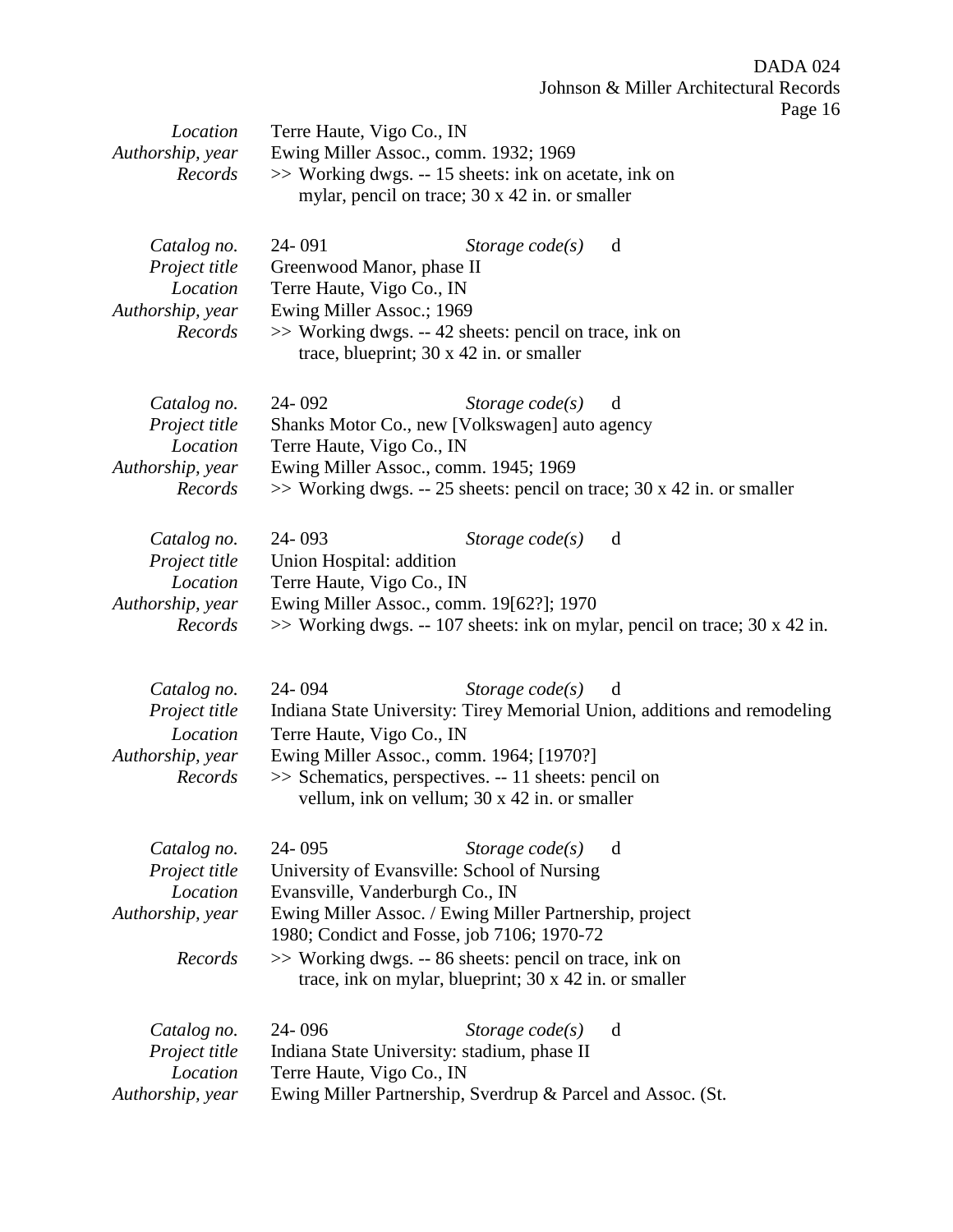*Location* Terre Haute, Vigo Co., IN
*Authorship, year* Ewing Miller Assoc., comm. 1932; 1969
*Records* >> Working dwgs. -- 15 sheets: ink on acetate, ink on mylar, pencil on trace; 30 x 42 in. or smaller

*Catalog no.* 24- 091 *Storage code(s)* d
*Project title* Greenwood Manor, phase II
*Location* Terre Haute, Vigo Co., IN
*Authorship, year* Ewing Miller Assoc.; 1969
*Records* >> Working dwgs. -- 42 sheets: pencil on trace, ink on trace, blueprint; 30 x 42 in. or smaller

*Catalog no.* 24- 092 *Storage code(s)* d
*Project title* Shanks Motor Co., new [Volkswagen] auto agency
*Location* Terre Haute, Vigo Co., IN
*Authorship, year* Ewing Miller Assoc., comm. 1945; 1969
*Records* >> Working dwgs. -- 25 sheets: pencil on trace; 30 x 42 in. or smaller

*Catalog no.* 24- 093 *Storage code(s)* d
*Project title* Union Hospital: addition
*Location* Terre Haute, Vigo Co., IN
*Authorship, year* Ewing Miller Assoc., comm. 19[62?]; 1970
*Records* >> Working dwgs. -- 107 sheets: ink on mylar, pencil on trace; 30 x 42 in.

*Catalog no.* 24- 094 *Storage code(s)* d
*Project title* Indiana State University: Tirey Memorial Union, additions and remodeling
*Location* Terre Haute, Vigo Co., IN
*Authorship, year* Ewing Miller Assoc., comm. 1964; [1970?]
*Records* >> Schematics, perspectives. -- 11 sheets: pencil on vellum, ink on vellum; 30 x 42 in. or smaller

*Catalog no.* 24- 095 *Storage code(s)* d
*Project title* University of Evansville: School of Nursing
*Location* Evansville, Vanderburgh Co., IN
*Authorship, year* Ewing Miller Assoc. / Ewing Miller Partnership, project 1980; Condict and Fosse, job 7106; 1970-72
*Records* >> Working dwgs. -- 86 sheets: pencil on trace, ink on trace, ink on mylar, blueprint; 30 x 42 in. or smaller

*Catalog no.* 24- 096 *Storage code(s)* d
*Project title* Indiana State University: stadium, phase II
*Location* Terre Haute, Vigo Co., IN
*Authorship, year* Ewing Miller Partnership, Sverdrup & Parcel and Assoc. (St.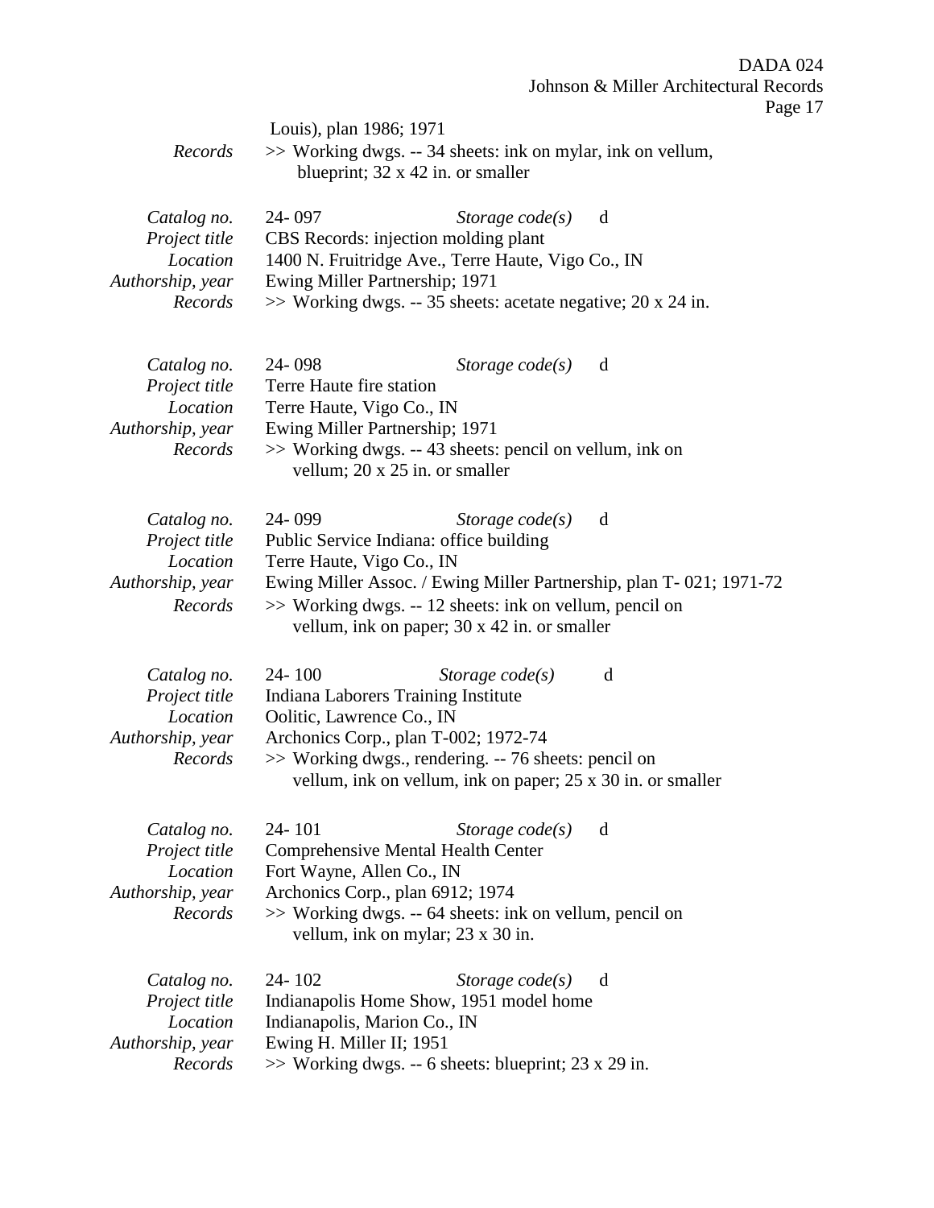Louis), plan 1986; 1971

*Records* >> Working dwgs. -- 34 sheets: ink on mylar, ink on vellum, blueprint; 32 x 42 in. or smaller

| | |
|---|---|
| *Catalog no.* | 24- 097 *Storage code(s)* d |
| *Project title* | CBS Records: injection molding plant |
| *Location* | 1400 N. Fruitridge Ave., Terre Haute, Vigo Co., IN |
| *Authorship, year* | Ewing Miller Partnership; 1971 |
| *Records* | >> Working dwgs. -- 35 sheets: acetate negative; 20 x 24 in. |

| | |
|---|---|
| *Catalog no.* | 24- 098 *Storage code(s)* d |
| *Project title* | Terre Haute fire station |
| *Location* | Terre Haute, Vigo Co., IN |
| *Authorship, year* | Ewing Miller Partnership; 1971 |
| *Records* | >> Working dwgs. -- 43 sheets: pencil on vellum, ink on vellum; 20 x 25 in. or smaller |

| | |
|---|---|
| *Catalog no.* | 24- 099 *Storage code(s)* d |
| *Project title* | Public Service Indiana: office building |
| *Location* | Terre Haute, Vigo Co., IN |
| *Authorship, year* | Ewing Miller Assoc. / Ewing Miller Partnership, plan T- 021; 1971-72 |
| *Records* | >> Working dwgs. -- 12 sheets: ink on vellum, pencil on vellum, ink on paper; 30 x 42 in. or smaller |

| | |
|---|---|
| *Catalog no.* | 24- 100 *Storage code(s)* d |
| *Project title* | Indiana Laborers Training Institute |
| *Location* | Oolitic, Lawrence Co., IN |
| *Authorship, year* | Archonics Corp., plan T-002; 1972-74 |
| *Records* | >> Working dwgs., rendering. -- 76 sheets: pencil on vellum, ink on vellum, ink on paper; 25 x 30 in. or smaller |

| | |
|---|---|
| *Catalog no.* | 24- 101 *Storage code(s)* d |
| *Project title* | Comprehensive Mental Health Center |
| *Location* | Fort Wayne, Allen Co., IN |
| *Authorship, year* | Archonics Corp., plan 6912; 1974 |
| *Records* | >> Working dwgs. -- 64 sheets: ink on vellum, pencil on vellum, ink on mylar; 23 x 30 in. |

| | |
|---|---|
| *Catalog no.* | 24- 102 *Storage code(s)* d |
| *Project title* | Indianapolis Home Show, 1951 model home |
| *Location* | Indianapolis, Marion Co., IN |
| *Authorship, year* | Ewing H. Miller II; 1951 |
| *Records* | >> Working dwgs. -- 6 sheets: blueprint; 23 x 29 in. |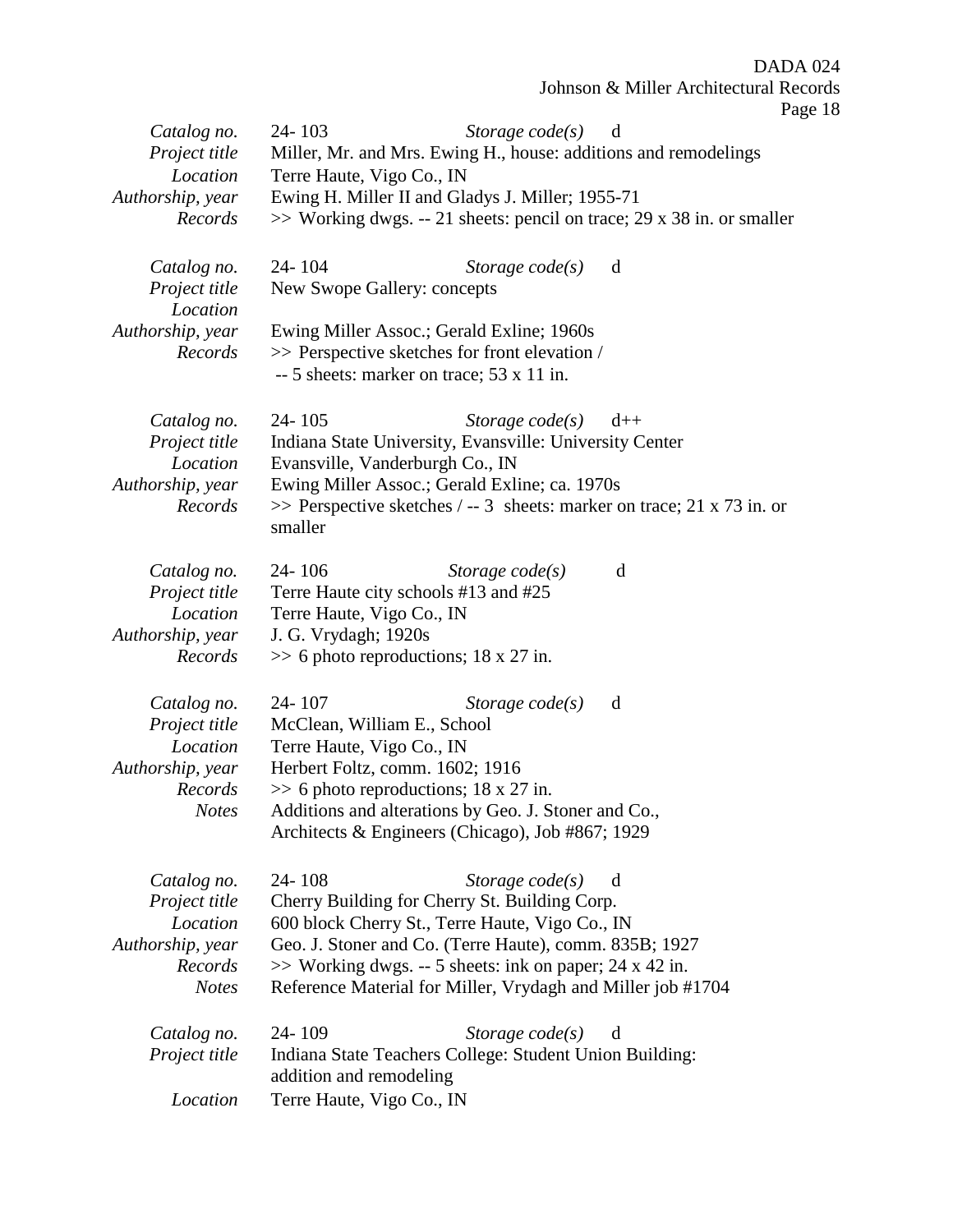*Catalog no.* 24- 103 *Storage code(s)* d
*Project title* Miller, Mr. and Mrs. Ewing H., house: additions and remodelings
*Location* Terre Haute, Vigo Co., IN
*Authorship, year* Ewing H. Miller II and Gladys J. Miller; 1955-71
*Records* >> Working dwgs. -- 21 sheets: pencil on trace; 29 x 38 in. or smaller

*Catalog no.* 24- 104 *Storage code(s)* d
*Project title* New Swope Gallery: concepts
*Location*
*Authorship, year* Ewing Miller Assoc.; Gerald Exline; 1960s
*Records* >> Perspective sketches for front elevation / -- 5 sheets: marker on trace; 53 x 11 in.

*Catalog no.* 24- 105 *Storage code(s)* d++
*Project title* Indiana State University, Evansville: University Center
*Location* Evansville, Vanderburgh Co., IN
*Authorship, year* Ewing Miller Assoc.; Gerald Exline; ca. 1970s
*Records* >> Perspective sketches / -- 3 sheets: marker on trace; 21 x 73 in. or smaller

*Catalog no.* 24- 106 *Storage code(s)* d
*Project title* Terre Haute city schools #13 and #25
*Location* Terre Haute, Vigo Co., IN
*Authorship, year* J. G. Vrydagh; 1920s
*Records* >> 6 photo reproductions; 18 x 27 in.

*Catalog no.* 24- 107 *Storage code(s)* d
*Project title* McClean, William E., School
*Location* Terre Haute, Vigo Co., IN
*Authorship, year* Herbert Foltz, comm. 1602; 1916
*Records* >> 6 photo reproductions; 18 x 27 in.
*Notes* Additions and alterations by Geo. J. Stoner and Co., Architects & Engineers (Chicago), Job #867; 1929

*Catalog no.* 24- 108 *Storage code(s)* d
*Project title* Cherry Building for Cherry St. Building Corp.
*Location* 600 block Cherry St., Terre Haute, Vigo Co., IN
*Authorship, year* Geo. J. Stoner and Co. (Terre Haute), comm. 835B; 1927
*Records* >> Working dwgs. -- 5 sheets: ink on paper; 24 x 42 in.
*Notes* Reference Material for Miller, Vrydagh and Miller job #1704

*Catalog no.* 24- 109 *Storage code(s)* d
*Project title* Indiana State Teachers College: Student Union Building: addition and remodeling
*Location* Terre Haute, Vigo Co., IN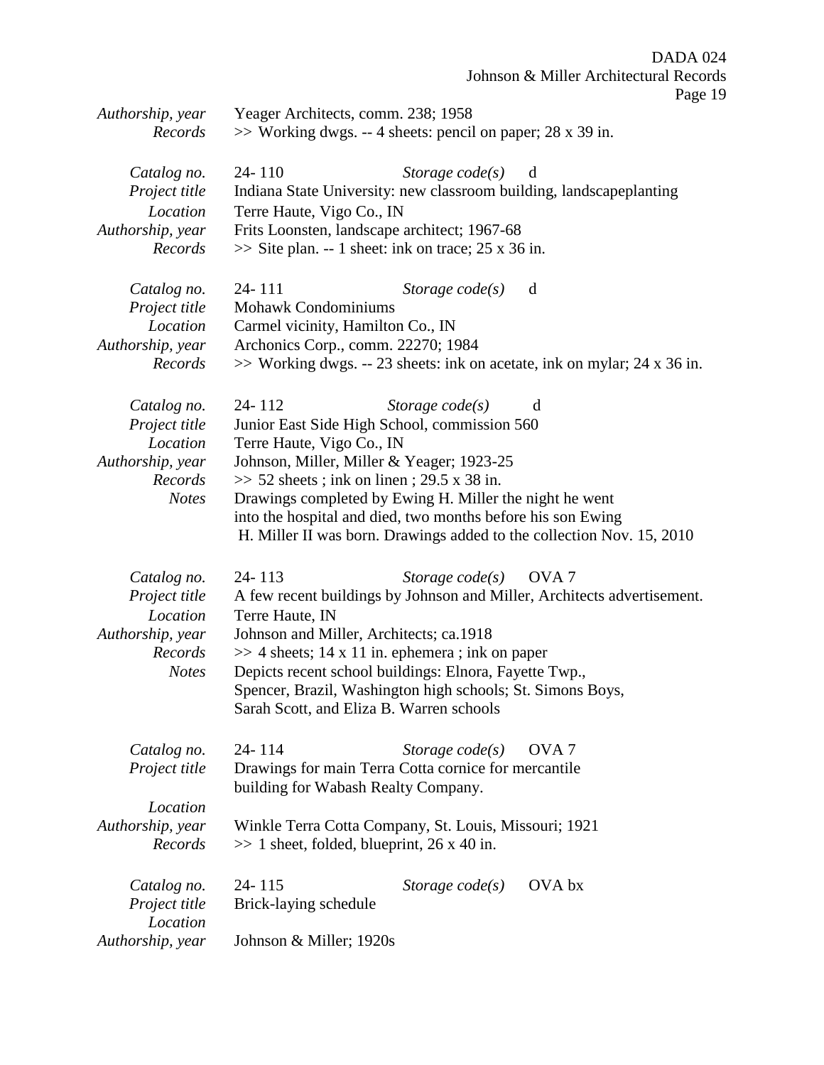*Authorship, year* Yeager Architects, comm. 238; 1958
*Records* >> Working dwgs. -- 4 sheets: pencil on paper; 28 x 39 in.

*Catalog no.* 24- 110 *Storage code(s)* d
*Project title* Indiana State University: new classroom building, landscapeplanting
*Location* Terre Haute, Vigo Co., IN
*Authorship, year* Frits Loonsten, landscape architect; 1967-68
*Records* >> Site plan. -- 1 sheet: ink on trace; 25 x 36 in.

*Catalog no.* 24- 111 *Storage code(s)* d
*Project title* Mohawk Condominiums
*Location* Carmel vicinity, Hamilton Co., IN
*Authorship, year* Archonics Corp., comm. 22270; 1984
*Records* >> Working dwgs. -- 23 sheets: ink on acetate, ink on mylar; 24 x 36 in.

*Catalog no.* 24- 112 *Storage code(s)* d
*Project title* Junior East Side High School, commission 560
*Location* Terre Haute, Vigo Co., IN
*Authorship, year* Johnson, Miller, Miller & Yeager; 1923-25
*Records* >> 52 sheets ; ink on linen ; 29.5 x 38 in.
*Notes* Drawings completed by Ewing H. Miller the night he went into the hospital and died, two months before his son Ewing H. Miller II was born. Drawings added to the collection Nov. 15, 2010

*Catalog no.* 24- 113 *Storage code(s)* OVA 7
*Project title* A few recent buildings by Johnson and Miller, Architects advertisement.
*Location* Terre Haute, IN
*Authorship, year* Johnson and Miller, Architects; ca.1918
*Records* >> 4 sheets; 14 x 11 in. ephemera ; ink on paper
*Notes* Depicts recent school buildings: Elnora, Fayette Twp., Spencer, Brazil, Washington high schools; St. Simons Boys, Sarah Scott, and Eliza B. Warren schools

*Catalog no.* 24- 114 *Storage code(s)* OVA 7
*Project title* Drawings for main Terra Cotta cornice for mercantile building for Wabash Realty Company.
*Location*
*Authorship, year* Winkle Terra Cotta Company, St. Louis, Missouri; 1921
*Records* >> 1 sheet, folded, blueprint, 26 x 40 in.

*Catalog no.* 24- 115 *Storage code(s)* OVA bx
*Project title* Brick-laying schedule
*Location*
*Authorship, year* Johnson & Miller; 1920s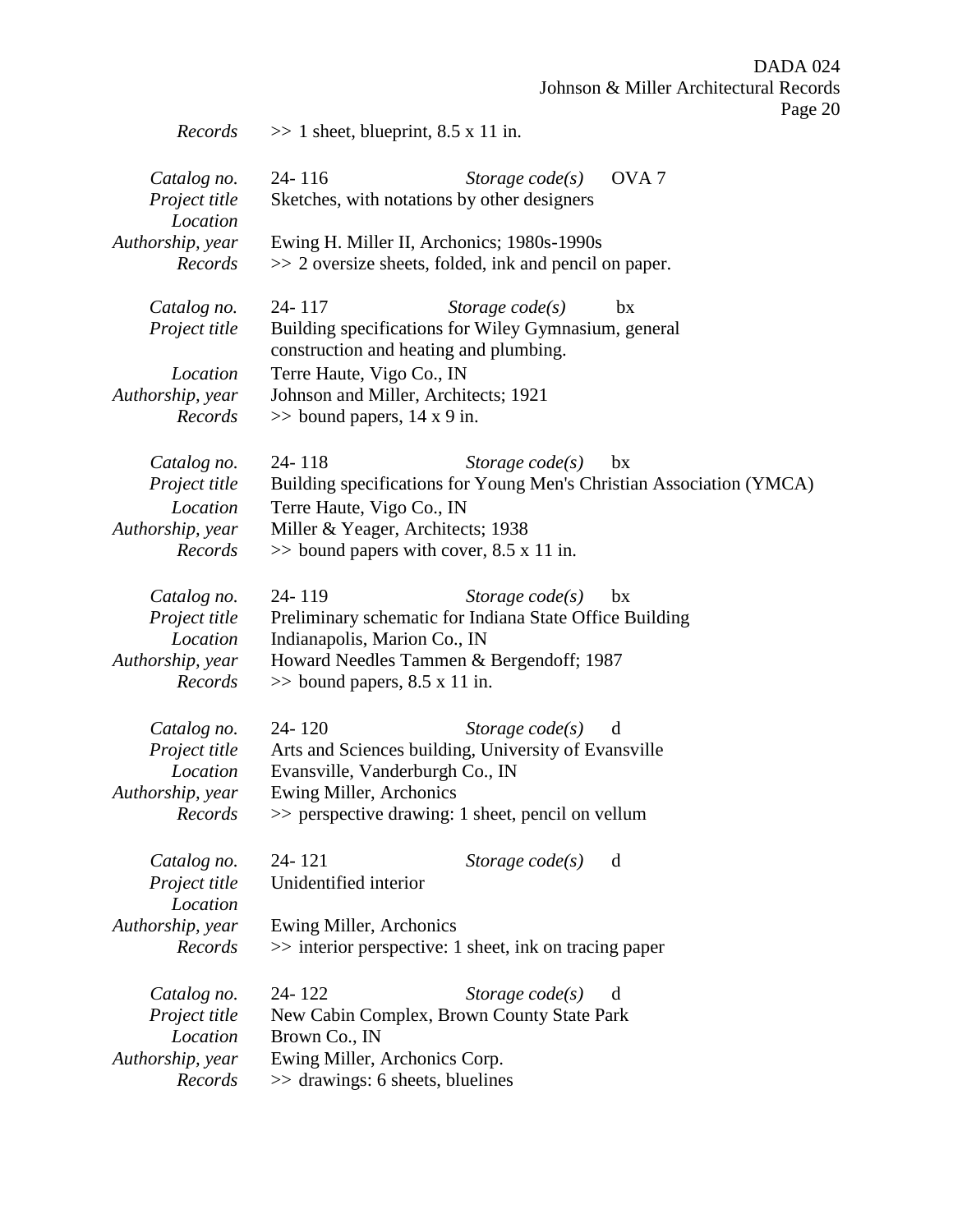*Records* >> 1 sheet, blueprint, 8.5 x 11 in.

*Catalog no.* 24- 116 *Storage code(s)* OVA 7
*Project title* Sketches, with notations by other designers
*Location*
*Authorship, year* Ewing H. Miller II, Archonics; 1980s-1990s
*Records* >> 2 oversize sheets, folded, ink and pencil on paper.

*Catalog no.* 24- 117 *Storage code(s)* bx
*Project title* Building specifications for Wiley Gymnasium, general construction and heating and plumbing.
*Location* Terre Haute, Vigo Co., IN
*Authorship, year* Johnson and Miller, Architects; 1921
*Records* >> bound papers, 14 x 9 in.

*Catalog no.* 24- 118 *Storage code(s)* bx
*Project title* Building specifications for Young Men's Christian Association (YMCA)
*Location* Terre Haute, Vigo Co., IN
*Authorship, year* Miller & Yeager, Architects; 1938
*Records* >> bound papers with cover, 8.5 x 11 in.

*Catalog no.* 24- 119 *Storage code(s)* bx
*Project title* Preliminary schematic for Indiana State Office Building
*Location* Indianapolis, Marion Co., IN
*Authorship, year* Howard Needles Tammen & Bergendoff; 1987
*Records* >> bound papers, 8.5 x 11 in.

*Catalog no.* 24- 120 *Storage code(s)* d
*Project title* Arts and Sciences building, University of Evansville
*Location* Evansville, Vanderburgh Co., IN
*Authorship, year* Ewing Miller, Archonics
*Records* >> perspective drawing: 1 sheet, pencil on vellum

*Catalog no.* 24- 121 *Storage code(s)* d
*Project title* Unidentified interior
*Location*
*Authorship, year* Ewing Miller, Archonics
*Records* >> interior perspective: 1 sheet, ink on tracing paper

*Catalog no.* 24- 122 *Storage code(s)* d
*Project title* New Cabin Complex, Brown County State Park
*Location* Brown Co., IN
*Authorship, year* Ewing Miller, Archonics Corp.
*Records* >> drawings: 6 sheets, bluelines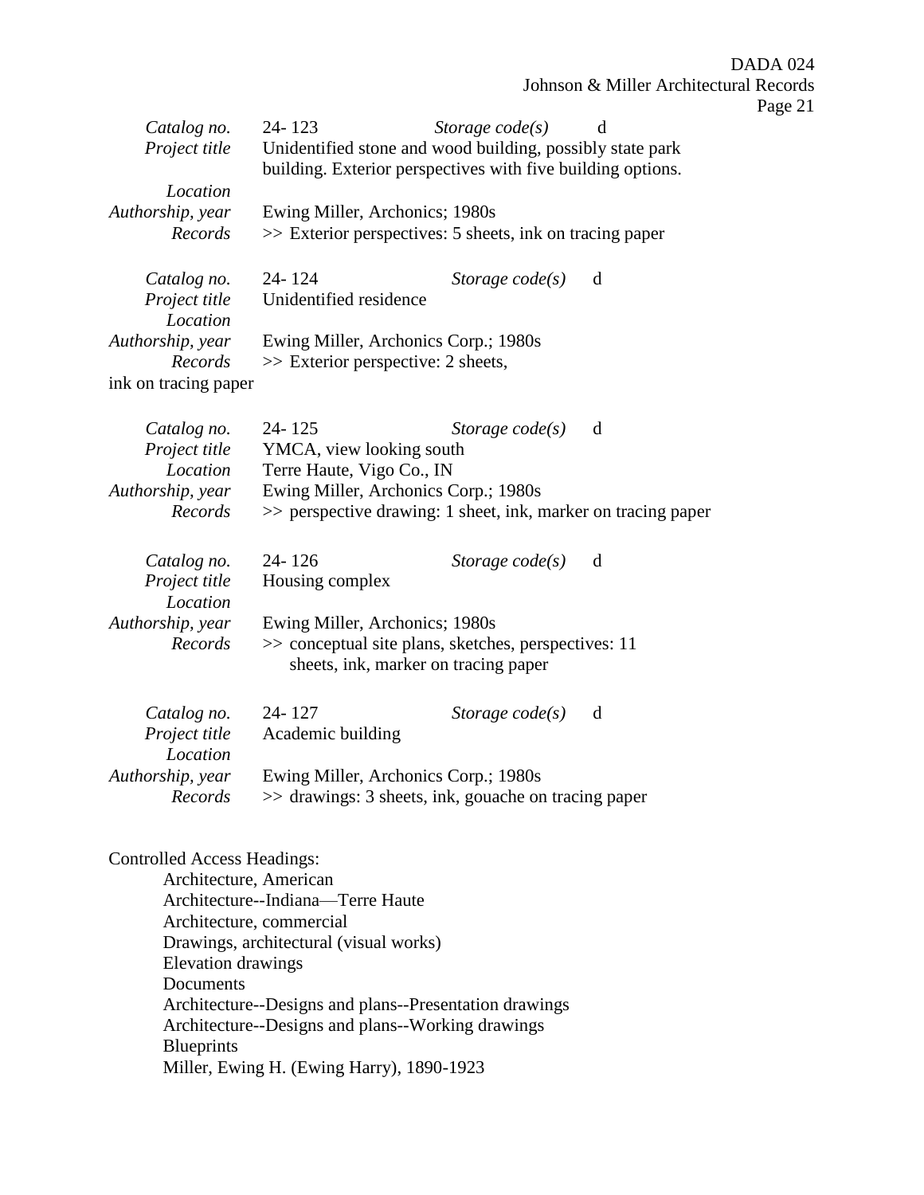| | |
|---|---|
| *Catalog no.* | 24- 123 *Storage code(s)* d |
| *Project title* | Unidentified stone and wood building, possibly state park building. Exterior perspectives with five building options. |
| *Location* | |
| *Authorship, year* | Ewing Miller, Archonics; 1980s |
| *Records* | >> Exterior perspectives: 5 sheets, ink on tracing paper |

| | |
|---|---|
| *Catalog no.* | 24- 124 *Storage code(s)* d |
| *Project title* | Unidentified residence |
| *Location* | |
| *Authorship, year* | Ewing Miller, Archonics Corp.; 1980s |
| *Records* | >> Exterior perspective: 2 sheets, ink on tracing paper |

| | |
|---|---|
| *Catalog no.* | 24- 125 *Storage code(s)* d |
| *Project title* | YMCA, view looking south |
| *Location* | Terre Haute, Vigo Co., IN |
| *Authorship, year* | Ewing Miller, Archonics Corp.; 1980s |
| *Records* | >> perspective drawing: 1 sheet, ink, marker on tracing paper |

| | |
|---|---|
| *Catalog no.* | 24- 126 *Storage code(s)* d |
| *Project title* | Housing complex |
| *Location* | |
| *Authorship, year* | Ewing Miller, Archonics; 1980s |
| *Records* | >> conceptual site plans, sketches, perspectives: 11 sheets, ink, marker on tracing paper |

| | |
|---|---|
| *Catalog no.* | 24- 127 *Storage code(s)* d |
| *Project title* | Academic building |
| *Location* | |
| *Authorship, year* | Ewing Miller, Archonics Corp.; 1980s |
| *Records* | >> drawings: 3 sheets, ink, gouache on tracing paper |

Controlled Access Headings:

- Architecture, American
- Architecture--Indiana—Terre Haute
- Architecture, commercial
- Drawings, architectural (visual works)
- Elevation drawings
- Documents
- Architecture--Designs and plans--Presentation drawings
- Architecture--Designs and plans--Working drawings
- Blueprints
- Miller, Ewing H. (Ewing Harry), 1890-1923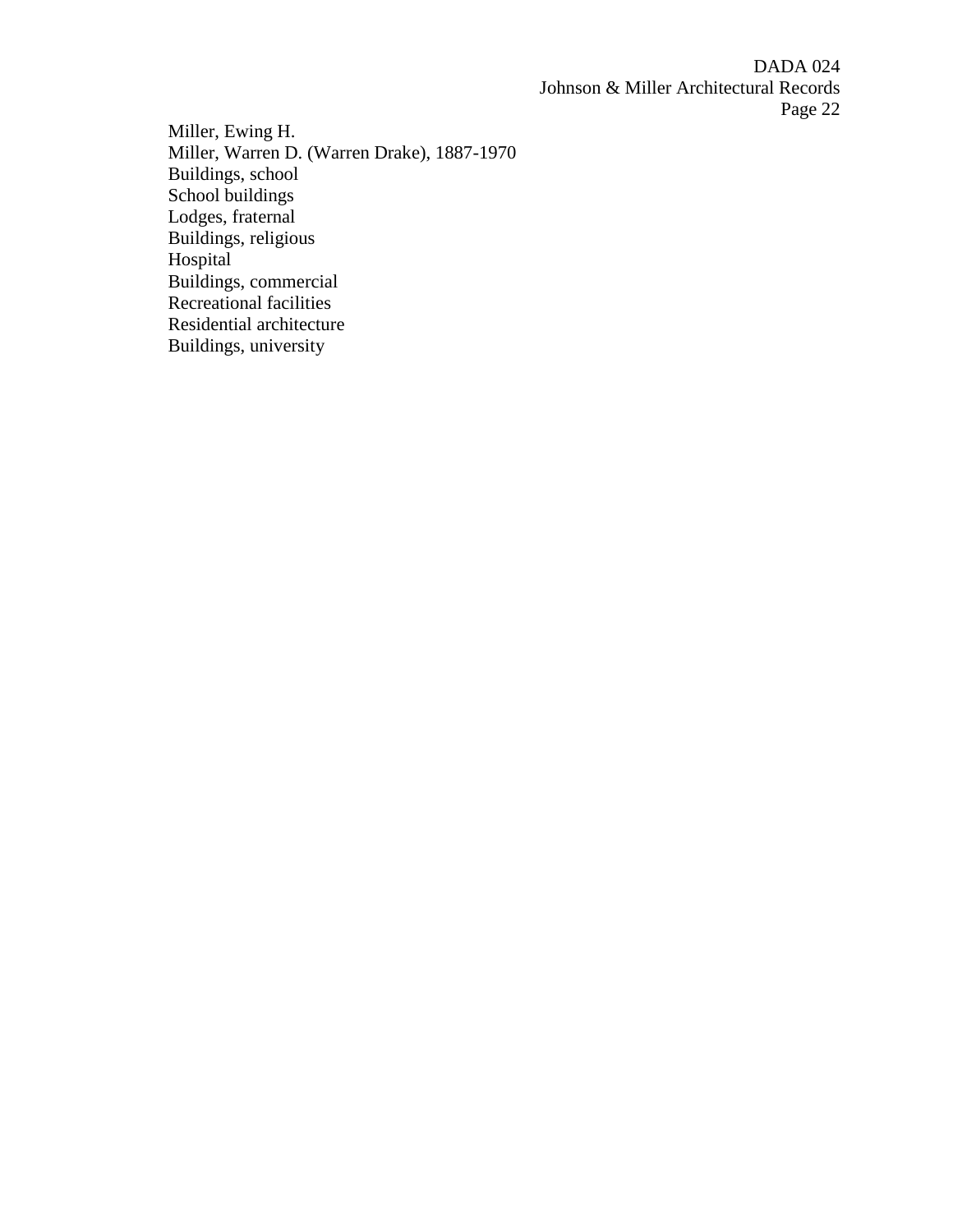Miller, Ewing H.
Miller, Warren D. (Warren Drake), 1887-1970
Buildings, school
School buildings
Lodges, fraternal
Buildings, religious
Hospital
Buildings, commercial
Recreational facilities
Residential architecture
Buildings, university